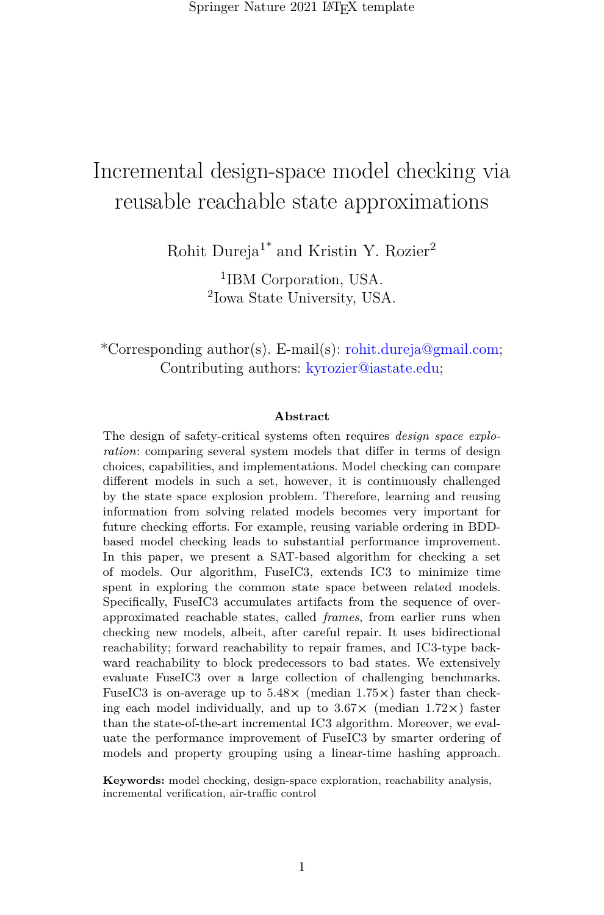# Incremental design-space model checking via reusable reachable state approximations

Rohit Dureja[1*] and Kristin Y. Rozier[2]

[1]IBM Corporation, USA.
[2]Iowa State University, USA.

*Corresponding author(s). E-mail(s): rohit.dureja@gmail.com; Contributing authors: kyrozier@iastate.edu;

**Abstract**

The design of safety-critical systems often requires *design space exploration*: comparing several system models that differ in terms of design choices, capabilities, and implementations. Model checking can compare different models in such a set, however, it is continuously challenged by the state space explosion problem. Therefore, learning and reusing information from solving related models becomes very important for future checking efforts. For example, reusing variable ordering in BDD-based model checking leads to substantial performance improvement. In this paper, we present a SAT-based algorithm for checking a set of models. Our algorithm, FuseIC3, extends IC3 to minimize time spent in exploring the common state space between related models. Specifically, FuseIC3 accumulates artifacts from the sequence of over-approximated reachable states, called *frames*, from earlier runs when checking new models, albeit, after careful repair. It uses bidirectional reachability; forward reachability to repair frames, and IC3-type backward reachability to block predecessors to bad states. We extensively evaluate FuseIC3 over a large collection of challenging benchmarks. FuseIC3 is on-average up to 5.48× (median 1.75×) faster than checking each model individually, and up to 3.67× (median 1.72×) faster than the state-of-the-art incremental IC3 algorithm. Moreover, we evaluate the performance improvement of FuseIC3 by smarter ordering of models and property grouping using a linear-time hashing approach.

**Keywords:** model checking, design-space exploration, reachability analysis, incremental verification, air-traffic control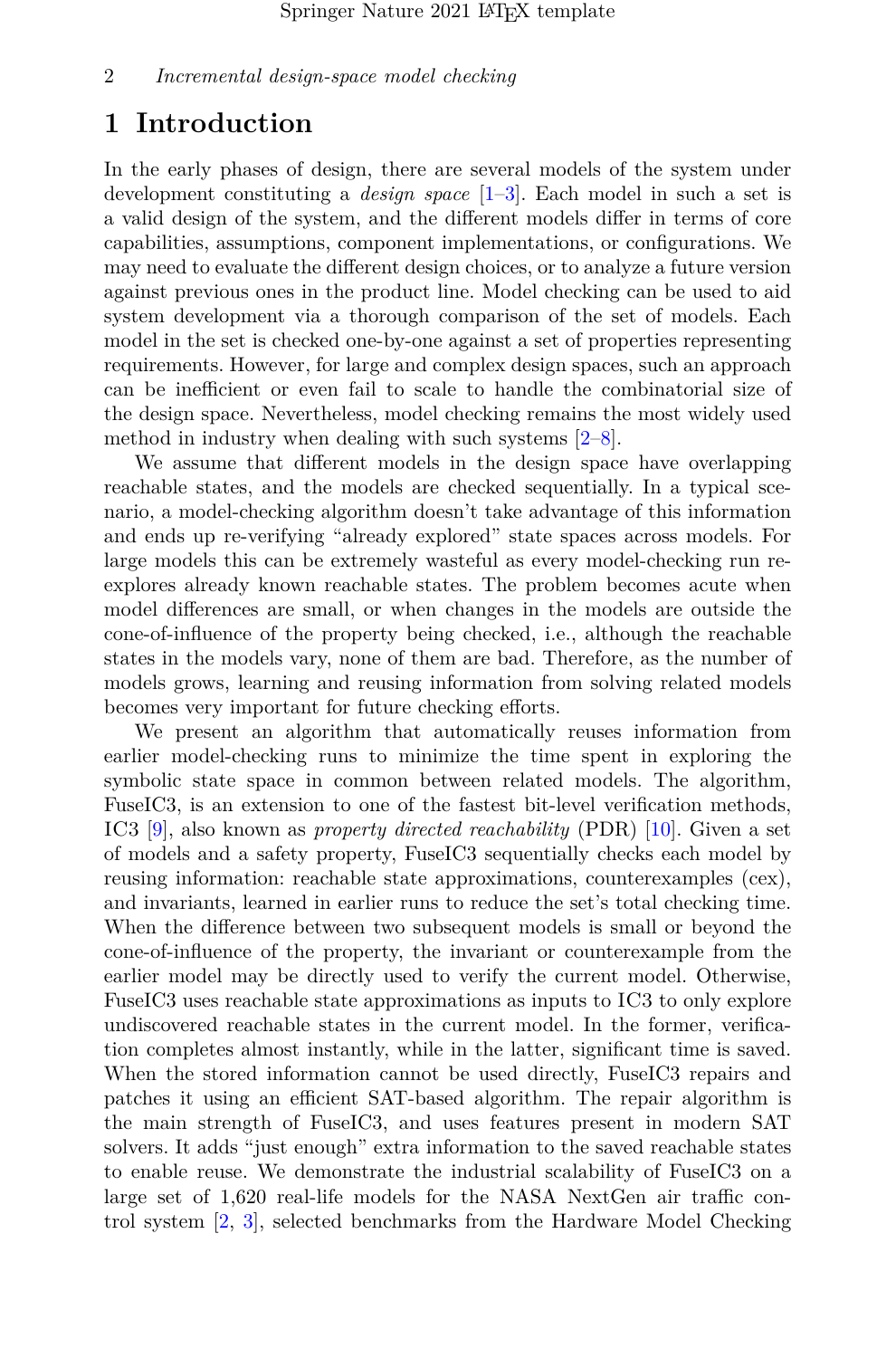# 1 Introduction

In the early phases of design, there are several models of the system under development constituting a *design space* [1–3]. Each model in such a set is a valid design of the system, and the different models differ in terms of core capabilities, assumptions, component implementations, or configurations. We may need to evaluate the different design choices, or to analyze a future version against previous ones in the product line. Model checking can be used to aid system development via a thorough comparison of the set of models. Each model in the set is checked one-by-one against a set of properties representing requirements. However, for large and complex design spaces, such an approach can be inefficient or even fail to scale to handle the combinatorial size of the design space. Nevertheless, model checking remains the most widely used method in industry when dealing with such systems [2–8].

We assume that different models in the design space have overlapping reachable states, and the models are checked sequentially. In a typical scenario, a model-checking algorithm doesn't take advantage of this information and ends up re-verifying "already explored" state spaces across models. For large models this can be extremely wasteful as every model-checking run re-explores already known reachable states. The problem becomes acute when model differences are small, or when changes in the models are outside the cone-of-influence of the property being checked, i.e., although the reachable states in the models vary, none of them are bad. Therefore, as the number of models grows, learning and reusing information from solving related models becomes very important for future checking efforts.

We present an algorithm that automatically reuses information from earlier model-checking runs to minimize the time spent in exploring the symbolic state space in common between related models. The algorithm, FuseIC3, is an extension to one of the fastest bit-level verification methods, IC3 [9], also known as *property directed reachability* (PDR) [10]. Given a set of models and a safety property, FuseIC3 sequentially checks each model by reusing information: reachable state approximations, counterexamples (cex), and invariants, learned in earlier runs to reduce the set's total checking time. When the difference between two subsequent models is small or beyond the cone-of-influence of the property, the invariant or counterexample from the earlier model may be directly used to verify the current model. Otherwise, FuseIC3 uses reachable state approximations as inputs to IC3 to only explore undiscovered reachable states in the current model. In the former, verification completes almost instantly, while in the latter, significant time is saved. When the stored information cannot be used directly, FuseIC3 repairs and patches it using an efficient SAT-based algorithm. The repair algorithm is the main strength of FuseIC3, and uses features present in modern SAT solvers. It adds "just enough" extra information to the saved reachable states to enable reuse. We demonstrate the industrial scalability of FuseIC3 on a large set of 1,620 real-life models for the NASA NextGen air traffic control system [2, 3], selected benchmarks from the Hardware Model Checking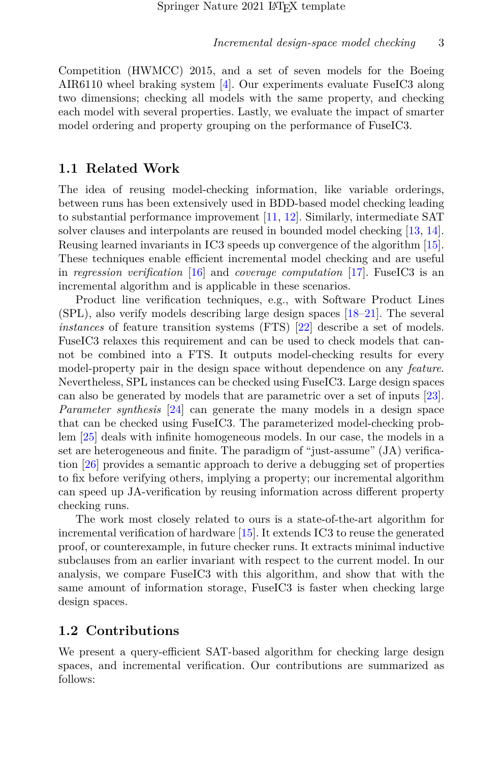Competition (HWMCC) 2015, and a set of seven models for the Boeing AIR6110 wheel braking system [4]. Our experiments evaluate FuseIC3 along two dimensions; checking all models with the same property, and checking each model with several properties. Lastly, we evaluate the impact of smarter model ordering and property grouping on the performance of FuseIC3.

## 1.1 Related Work

The idea of reusing model-checking information, like variable orderings, between runs has been extensively used in BDD-based model checking leading to substantial performance improvement [11, 12]. Similarly, intermediate SAT solver clauses and interpolants are reused in bounded model checking [13, 14]. Reusing learned invariants in IC3 speeds up convergence of the algorithm [15]. These techniques enable efficient incremental model checking and are useful in *regression verification* [16] and *coverage computation* [17]. FuseIC3 is an incremental algorithm and is applicable in these scenarios.

Product line verification techniques, e.g., with Software Product Lines (SPL), also verify models describing large design spaces [18–21]. The several *instances* of feature transition systems (FTS) [22] describe a set of models. FuseIC3 relaxes this requirement and can be used to check models that cannot be combined into a FTS. It outputs model-checking results for every model-property pair in the design space without dependence on any *feature*. Nevertheless, SPL instances can be checked using FuseIC3. Large design spaces can also be generated by models that are parametric over a set of inputs [23]. *Parameter synthesis* [24] can generate the many models in a design space that can be checked using FuseIC3. The parameterized model-checking problem [25] deals with infinite homogeneous models. In our case, the models in a set are heterogeneous and finite. The paradigm of "just-assume" (JA) verification [26] provides a semantic approach to derive a debugging set of properties to fix before verifying others, implying a property; our incremental algorithm can speed up JA-verification by reusing information across different property checking runs.

The work most closely related to ours is a state-of-the-art algorithm for incremental verification of hardware [15]. It extends IC3 to reuse the generated proof, or counterexample, in future checker runs. It extracts minimal inductive subclauses from an earlier invariant with respect to the current model. In our analysis, we compare FuseIC3 with this algorithm, and show that with the same amount of information storage, FuseIC3 is faster when checking large design spaces.

## 1.2 Contributions

We present a query-efficient SAT-based algorithm for checking large design spaces, and incremental verification. Our contributions are summarized as follows: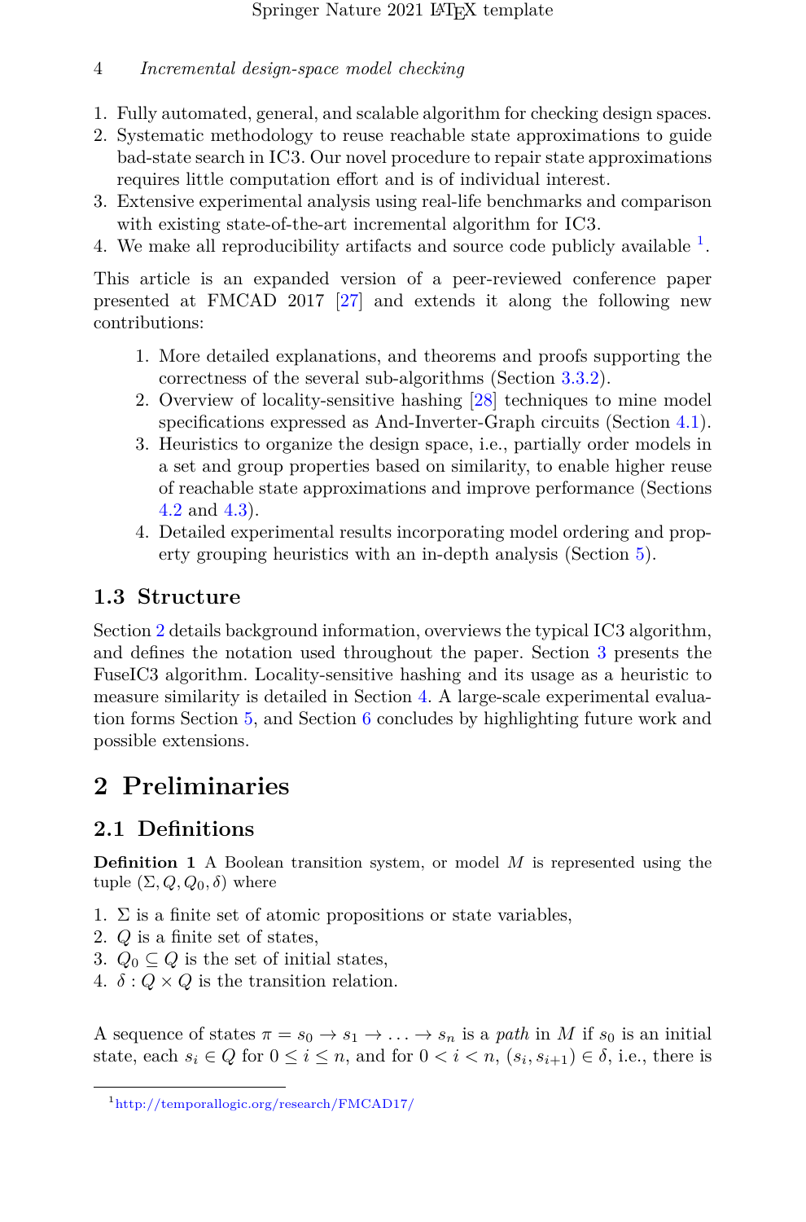1. Fully automated, general, and scalable algorithm for checking design spaces.
2. Systematic methodology to reuse reachable state approximations to guide bad-state search in IC3. Our novel procedure to repair state approximations requires little computation effort and is of individual interest.
3. Extensive experimental analysis using real-life benchmarks and comparison with existing state-of-the-art incremental algorithm for IC3.
4. We make all reproducibility artifacts and source code publicly available [1].

This article is an expanded version of a peer-reviewed conference paper presented at FMCAD 2017 [27] and extends it along the following new contributions:

1. More detailed explanations, and theorems and proofs supporting the correctness of the several sub-algorithms (Section 3.3.2).
2. Overview of locality-sensitive hashing [28] techniques to mine model specifications expressed as And-Inverter-Graph circuits (Section 4.1).
3. Heuristics to organize the design space, i.e., partially order models in a set and group properties based on similarity, to enable higher reuse of reachable state approximations and improve performance (Sections 4.2 and 4.3).
4. Detailed experimental results incorporating model ordering and property grouping heuristics with an in-depth analysis (Section 5).

### 1.3 Structure

Section 2 details background information, overviews the typical IC3 algorithm, and defines the notation used throughout the paper. Section 3 presents the FuseIC3 algorithm. Locality-sensitive hashing and its usage as a heuristic to measure similarity is detailed in Section 4. A large-scale experimental evaluation forms Section 5, and Section 6 concludes by highlighting future work and possible extensions.

## 2 Preliminaries

### 2.1 Definitions

**Definition 1** A Boolean transition system, or model $M$ is represented using the tuple $(\Sigma, Q, Q_0, \delta)$ where

1. $\Sigma$ is a finite set of atomic propositions or state variables,
2. $Q$ is a finite set of states,
3. $Q_0 \subseteq Q$ is the set of initial states,
4. $\delta : Q \times Q$ is the transition relation.

A sequence of states $\pi = s_0 \to s_1 \to \ldots \to s_n$ is a *path* in $M$ if $s_0$ is an initial state, each $s_i \in Q$ for $0 \leq i \leq n$, and for $0 < i < n$, $(s_i, s_{i+1}) \in \delta$, i.e., there is

[1] http://temporallogic.org/research/FMCAD17/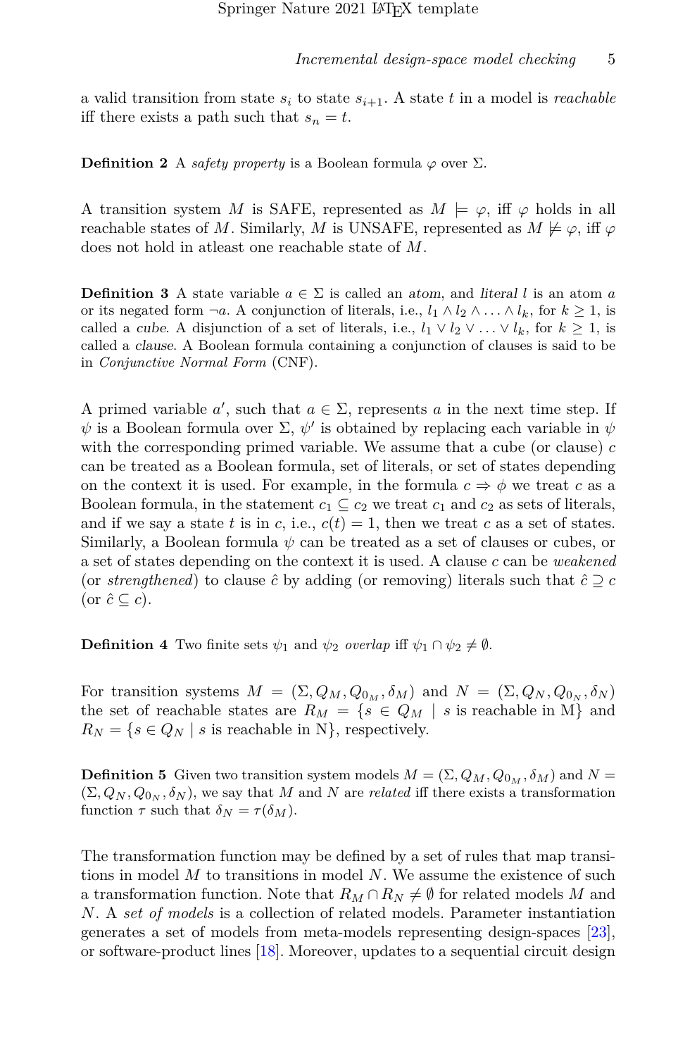a valid transition from state $s_i$ to state $s_{i+1}$. A state $t$ in a model is *reachable* iff there exists a path such that $s_n = t$.

**Definition 2** A *safety property* is a Boolean formula $\varphi$ over $\Sigma$.

A transition system $M$ is SAFE, represented as $M \models \varphi$, iff $\varphi$ holds in all reachable states of $M$. Similarly, $M$ is UNSAFE, represented as $M \not\models \varphi$, iff $\varphi$ does not hold in atleast one reachable state of $M$.

**Definition 3** A state variable $a \in \Sigma$ is called an *atom*, and *literal* $l$ is an atom $a$ or its negated form $\neg a$. A conjunction of literals, i.e., $l_1 \wedge l_2 \wedge \ldots \wedge l_k$, for $k \geq 1$, is called a *cube*. A disjunction of a set of literals, i.e., $l_1 \vee l_2 \vee \ldots \vee l_k$, for $k \geq 1$, is called a *clause*. A Boolean formula containing a conjunction of clauses is said to be in *Conjunctive Normal Form* (CNF).

A primed variable $a'$, such that $a \in \Sigma$, represents $a$ in the next time step. If $\psi$ is a Boolean formula over $\Sigma$, $\psi'$ is obtained by replacing each variable in $\psi$ with the corresponding primed variable. We assume that a cube (or clause) $c$ can be treated as a Boolean formula, set of literals, or set of states depending on the context it is used. For example, in the formula $c \Rightarrow \phi$ we treat $c$ as a Boolean formula, in the statement $c_1 \subseteq c_2$ we treat $c_1$ and $c_2$ as sets of literals, and if we say a state $t$ is in $c$, i.e., $c(t) = 1$, then we treat $c$ as a set of states. Similarly, a Boolean formula $\psi$ can be treated as a set of clauses or cubes, or a set of states depending on the context it is used. A clause $c$ can be *weakened* (or *strengthened*) to clause $\hat{c}$ by adding (or removing) literals such that $\hat{c} \supseteq c$ (or $\hat{c} \subseteq c$).

**Definition 4** Two finite sets $\psi_1$ and $\psi_2$ *overlap* iff $\psi_1 \cap \psi_2 \neq \emptyset$.

For transition systems $M = (\Sigma, Q_M, Q_{0_M}, \delta_M)$ and $N = (\Sigma, Q_N, Q_{0_N}, \delta_N)$ the set of reachable states are $R_M = \{s \in Q_M \mid s \text{ is reachable in M}\}$ and $R_N = \{s \in Q_N \mid s \text{ is reachable in N}\}$, respectively.

**Definition 5** Given two transition system models $M = (\Sigma, Q_M, Q_{0_M}, \delta_M)$ and $N = (\Sigma, Q_N, Q_{0_N}, \delta_N)$, we say that $M$ and $N$ are *related* iff there exists a transformation function $\tau$ such that $\delta_N = \tau(\delta_M)$.

The transformation function may be defined by a set of rules that map transitions in model $M$ to transitions in model $N$. We assume the existence of such a transformation function. Note that $R_M \cap R_N \neq \emptyset$ for related models $M$ and $N$. A *set of models* is a collection of related models. Parameter instantiation generates a set of models from meta-models representing design-spaces [23], or software-product lines [18]. Moreover, updates to a sequential circuit design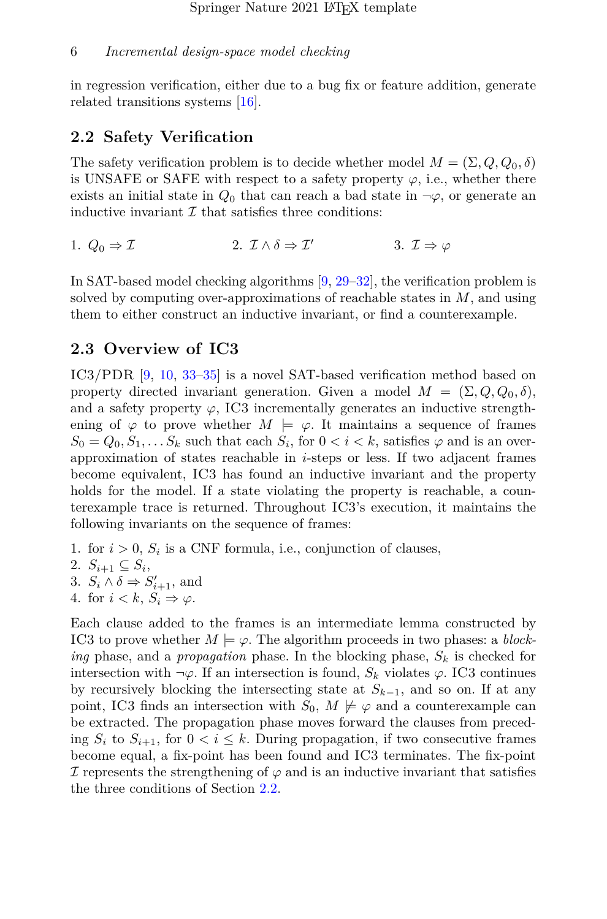in regression verification, either due to a bug fix or feature addition, generate related transitions systems [16].

## 2.2 Safety Verification

The safety verification problem is to decide whether model $M = (\Sigma, Q, Q_0, \delta)$ is UNSAFE or SAFE with respect to a safety property $\varphi$, i.e., whether there exists an initial state in $Q_0$ that can reach a bad state in $\neg\varphi$, or generate an inductive invariant $\mathcal{I}$ that satisfies three conditions:

1. $Q_0 \Rightarrow \mathcal{I}$
2. $\mathcal{I} \wedge \delta \Rightarrow \mathcal{I}'$
3. $\mathcal{I} \Rightarrow \varphi$

In SAT-based model checking algorithms [9, 29–32], the verification problem is solved by computing over-approximations of reachable states in $M$, and using them to either construct an inductive invariant, or find a counterexample.

## 2.3 Overview of IC3

IC3/PDR [9, 10, 33–35] is a novel SAT-based verification method based on property directed invariant generation. Given a model $M = (\Sigma, Q, Q_0, \delta)$, and a safety property $\varphi$, IC3 incrementally generates an inductive strengthening of $\varphi$ to prove whether $M \models \varphi$. It maintains a sequence of frames $S_0 = Q_0, S_1, \ldots S_k$ such that each $S_i$, for $0 < i < k$, satisfies $\varphi$ and is an over-approximation of states reachable in $i$-steps or less. If two adjacent frames become equivalent, IC3 has found an inductive invariant and the property holds for the model. If a state violating the property is reachable, a counterexample trace is returned. Throughout IC3's execution, it maintains the following invariants on the sequence of frames:

1. for $i > 0$, $S_i$ is a CNF formula, i.e., conjunction of clauses,
2. $S_{i+1} \subseteq S_i$,
3. $S_i \wedge \delta \Rightarrow S'_{i+1}$, and
4. for $i < k$, $S_i \Rightarrow \varphi$.

Each clause added to the frames is an intermediate lemma constructed by IC3 to prove whether $M \models \varphi$. The algorithm proceeds in two phases: a *blocking* phase, and a *propagation* phase. In the blocking phase, $S_k$ is checked for intersection with $\neg\varphi$. If an intersection is found, $S_k$ violates $\varphi$. IC3 continues by recursively blocking the intersecting state at $S_{k-1}$, and so on. If at any point, IC3 finds an intersection with $S_0$, $M \not\models \varphi$ and a counterexample can be extracted. The propagation phase moves forward the clauses from preceding $S_i$ to $S_{i+1}$, for $0 < i \leq k$. During propagation, if two consecutive frames become equal, a fix-point has been found and IC3 terminates. The fix-point $\mathcal{I}$ represents the strengthening of $\varphi$ and is an inductive invariant that satisfies the three conditions of Section 2.2.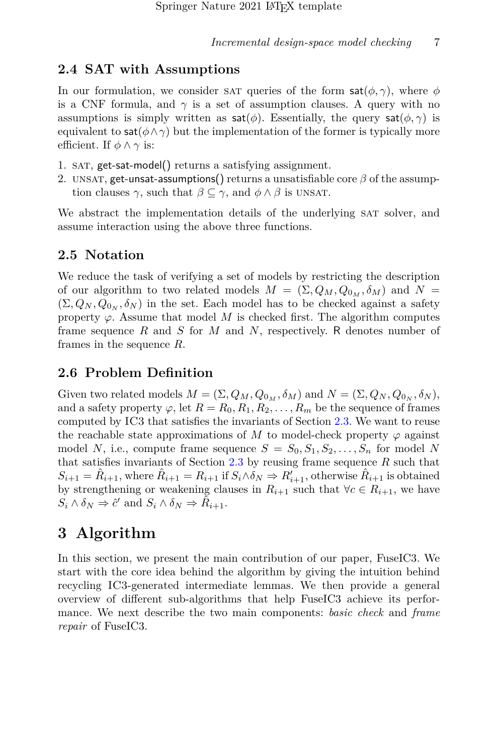## 2.4 SAT with Assumptions

In our formulation, we consider SAT queries of the form $\mathsf{sat}(\phi, \gamma)$, where $\phi$ is a CNF formula, and $\gamma$ is a set of assumption clauses. A query with no assumptions is simply written as $\mathsf{sat}(\phi)$. Essentially, the query $\mathsf{sat}(\phi, \gamma)$ is equivalent to $\mathsf{sat}(\phi \wedge \gamma)$ but the implementation of the former is typically more efficient. If $\phi \wedge \gamma$ is:

1. SAT, get-sat-model() returns a satisfying assignment.
2. UNSAT, get-unsat-assumptions() returns a unsatisfiable core $\beta$ of the assumption clauses $\gamma$, such that $\beta \subseteq \gamma$, and $\phi \wedge \beta$ is UNSAT.

We abstract the implementation details of the underlying SAT solver, and assume interaction using the above three functions.

## 2.5 Notation

We reduce the task of verifying a set of models by restricting the description of our algorithm to two related models $M = (\Sigma, Q_M, Q_{0_M}, \delta_M)$ and $N = (\Sigma, Q_N, Q_{0_N}, \delta_N)$ in the set. Each model has to be checked against a safety property $\varphi$. Assume that model $M$ is checked first. The algorithm computes frame sequence $R$ and $S$ for $M$ and $N$, respectively. $\mathsf{R}$ denotes number of frames in the sequence $R$.

## 2.6 Problem Definition

Given two related models $M = (\Sigma, Q_M, Q_{0_M}, \delta_M)$ and $N = (\Sigma, Q_N, Q_{0_N}, \delta_N)$, and a safety property $\varphi$, let $R = R_0, R_1, R_2, \ldots, R_m$ be the sequence of frames computed by IC3 that satisfies the invariants of Section 2.3. We want to reuse the reachable state approximations of $M$ to model-check property $\varphi$ against model $N$, i.e., compute frame sequence $S = S_0, S_1, S_2, \ldots, S_n$ for model $N$ that satisfies invariants of Section 2.3 by reusing frame sequence $R$ such that $S_{i+1} = \hat{R}_{i+1}$, where $\hat{R}_{i+1} = R_{i+1}$ if $S_i \wedge \delta_N \Rightarrow R'_{i+1}$, otherwise $\hat{R}_{i+1}$ is obtained by strengthening or weakening clauses in $R_{i+1}$ such that $\forall c \in R_{i+1}$, we have $S_i \wedge \delta_N \Rightarrow \hat{c}'$ and $S_i \wedge \delta_N \Rightarrow \hat{R}_{i+1}$.

# 3 Algorithm

In this section, we present the main contribution of our paper, FuseIC3. We start with the core idea behind the algorithm by giving the intuition behind recycling IC3-generated intermediate lemmas. We then provide a general overview of different sub-algorithms that help FuseIC3 achieve its performance. We next describe the two main components: *basic check* and *frame repair* of FuseIC3.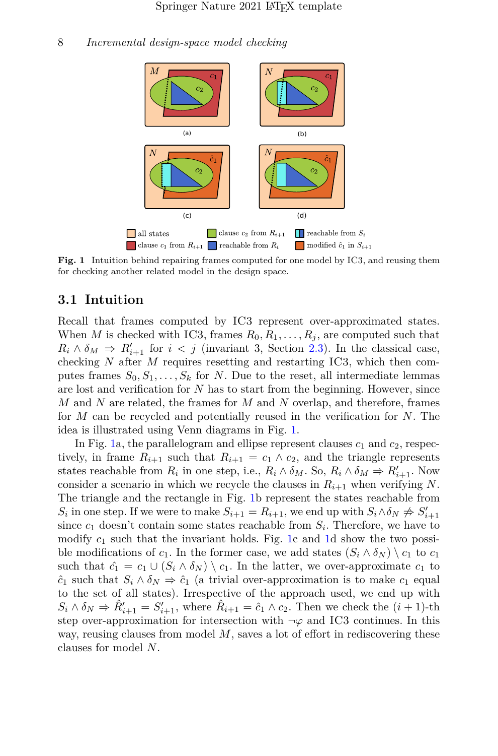Fig. 1 Intuition behind repairing frames computed for one model by IC3, and reusing them for checking another related model in the design space.

## 3.1 Intuition

Recall that frames computed by IC3 represent over-approximated states. When $M$ is checked with IC3, frames $R_0, R_1, \ldots, R_j$, are computed such that $R_i \wedge \delta_M \Rightarrow R'_{i+1}$ for $i < j$ (invariant 3, Section 2.3). In the classical case, checking $N$ after $M$ requires resetting and restarting IC3, which then computes frames $S_0, S_1, \ldots, S_k$ for $N$. Due to the reset, all intermediate lemmas are lost and verification for $N$ has to start from the beginning. However, since $M$ and $N$ are related, the frames for $M$ and $N$ overlap, and therefore, frames for $M$ can be recycled and potentially reused in the verification for $N$. The idea is illustrated using Venn diagrams in Fig. 1.

In Fig. 1a, the parallelogram and ellipse represent clauses $c_1$ and $c_2$, respectively, in frame $R_{i+1}$ such that $R_{i+1} = c_1 \wedge c_2$, and the triangle represents states reachable from $R_i$ in one step, i.e., $R_i \wedge \delta_M$. So, $R_i \wedge \delta_M \Rightarrow R'_{i+1}$. Now consider a scenario in which we recycle the clauses in $R_{i+1}$ when verifying $N$. The triangle and the rectangle in Fig. 1b represent the states reachable from $S_i$ in one step. If we were to make $S_{i+1} = R_{i+1}$, we end up with $S_i \wedge \delta_N \not\Rightarrow S'_{i+1}$ since $c_1$ doesn't contain some states reachable from $S_i$. Therefore, we have to modify $c_1$ such that the invariant holds. Fig. 1c and 1d show the two possible modifications of $c_1$. In the former case, we add states $(S_i \wedge \delta_N) \setminus c_1$ to $c_1$ such that $\hat{c}_1 = c_1 \cup (S_i \wedge \delta_N) \setminus c_1$. In the latter, we over-approximate $c_1$ to $\hat{c}_1$ such that $S_i \wedge \delta_N \Rightarrow \hat{c}_1$ (a trivial over-approximation is to make $c_1$ equal to the set of all states). Irrespective of the approach used, we end up with $S_i \wedge \delta_N \Rightarrow \hat{R}'_{i+1} = S'_{i+1}$, where $\hat{R}_{i+1} = \hat{c}_1 \wedge c_2$. Then we check the $(i+1)$-th step over-approximation for intersection with $\neg\varphi$ and IC3 continues. In this way, reusing clauses from model $M$, saves a lot of effort in rediscovering these clauses for model $N$.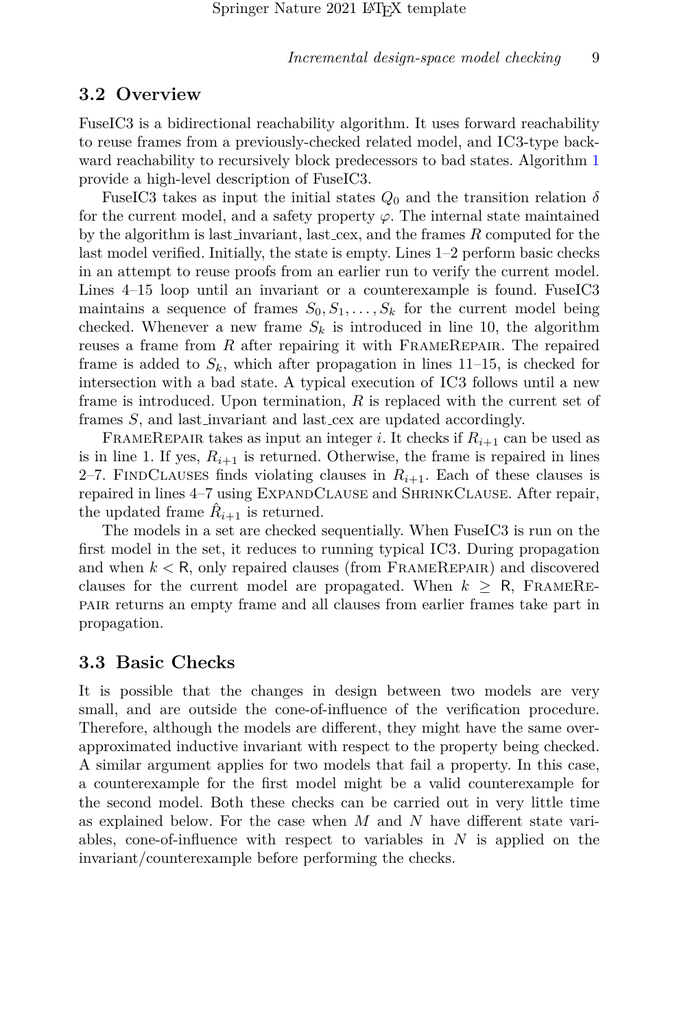## 3.2 Overview

FuseIC3 is a bidirectional reachability algorithm. It uses forward reachability to reuse frames from a previously-checked related model, and IC3-type backward reachability to recursively block predecessors to bad states. Algorithm 1 provide a high-level description of FuseIC3.

FuseIC3 takes as input the initial states $Q_0$ and the transition relation $\delta$ for the current model, and a safety property $\varphi$. The internal state maintained by the algorithm is last_invariant, last_cex, and the frames $R$ computed for the last model verified. Initially, the state is empty. Lines 1–2 perform basic checks in an attempt to reuse proofs from an earlier run to verify the current model. Lines 4–15 loop until an invariant or a counterexample is found. FuseIC3 maintains a sequence of frames $S_0, S_1, \ldots, S_k$ for the current model being checked. Whenever a new frame $S_k$ is introduced in line 10, the algorithm reuses a frame from $R$ after repairing it with FrameRepair. The repaired frame is added to $S_k$, which after propagation in lines 11–15, is checked for intersection with a bad state. A typical execution of IC3 follows until a new frame is introduced. Upon termination, $R$ is replaced with the current set of frames $S$, and last_invariant and last_cex are updated accordingly.

FrameRepair takes as input an integer $i$. It checks if $R_{i+1}$ can be used as is in line 1. If yes, $R_{i+1}$ is returned. Otherwise, the frame is repaired in lines 2–7. FindClauses finds violating clauses in $R_{i+1}$. Each of these clauses is repaired in lines 4–7 using ExpandClause and ShrinkClause. After repair, the updated frame $\hat{R}_{i+1}$ is returned.

The models in a set are checked sequentially. When FuseIC3 is run on the first model in the set, it reduces to running typical IC3. During propagation and when $k < \mathsf{R}$, only repaired clauses (from FrameRepair) and discovered clauses for the current model are propagated. When $k \geq \mathsf{R}$, FrameRepair returns an empty frame and all clauses from earlier frames take part in propagation.

## 3.3 Basic Checks

It is possible that the changes in design between two models are very small, and are outside the cone-of-influence of the verification procedure. Therefore, although the models are different, they might have the same over-approximated inductive invariant with respect to the property being checked. A similar argument applies for two models that fail a property. In this case, a counterexample for the first model might be a valid counterexample for the second model. Both these checks can be carried out in very little time as explained below. For the case when $M$ and $N$ have different state variables, cone-of-influence with respect to variables in $N$ is applied on the invariant/counterexample before performing the checks.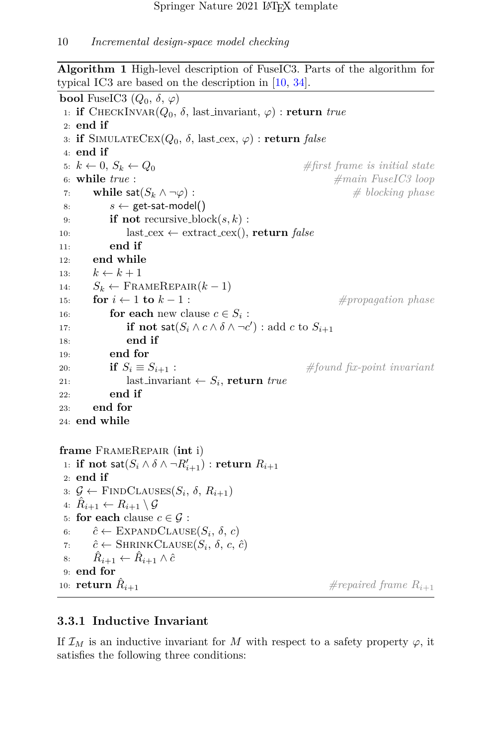**Algorithm 1** High-level description of FuseIC3. Parts of the algorithm for typical IC3 are based on the description in [10, 34].

```
bool FuseIC3 (Q_0, δ, φ)
 1: if CheckInvar(Q_0, δ, last_invariant, φ) : return true
 2: end if
 3: if SimulateCex(Q_0, δ, last_cex, φ) : return false
 4: end if
 5: k ← 0, S_k ← Q_0                                  #first frame is initial state
 6: while true :                                      #main FuseIC3 loop
 7:     while sat(S_k ∧ ¬φ) :                         # blocking phase
 8:         s ← get-sat-model()
 9:         if not recursive_block(s, k) :
10:             last_cex ← extract_cex(), return false
11:         end if
12:     end while
13:     k ← k + 1
14:     S_k ← FrameRepair(k − 1)
15:     for i ← 1 to k − 1 :                          #propagation phase
16:         for each new clause c ∈ S_i :
17:             if not sat(S_i ∧ c ∧ δ ∧ ¬c') : add c to S_{i+1}
18:             end if
19:         end for
20:         if S_i ≡ S_{i+1} :                        #found fix-point invariant
21:             last_invariant ← S_i, return true
22:         end if
23:     end for
24: end while

frame FrameRepair (int i)
 1: if not sat(S_i ∧ δ ∧ ¬R'_{i+1}) : return R_{i+1}
 2: end if
 3: G ← FindClauses(S_i, δ, R_{i+1})
 4: R̂_{i+1} ← R_{i+1} \ G
 5: for each clause c ∈ G :
 6:     ĉ ← ExpandClause(S_i, δ, c)
 7:     ĉ ← ShrinkClause(S_i, δ, c, ĉ)
 8:     R̂_{i+1} ← R̂_{i+1} ∧ ĉ
 9: end for
10: return R̂_{i+1}                                   #repaired frame R_{i+1}
```

### 3.3.1 Inductive Invariant

If $\mathcal{I}_M$ is an inductive invariant for $M$ with respect to a safety property $\varphi$, it satisfies the following three conditions: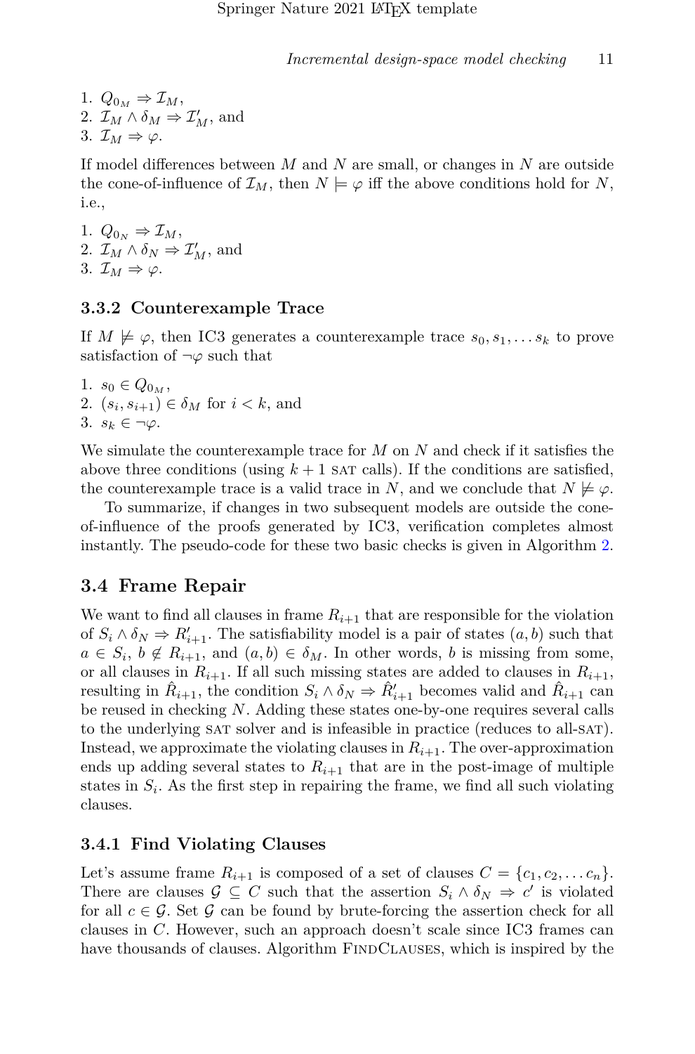1. $Q_{0_M} \Rightarrow \mathcal{I}_M$,
2. $\mathcal{I}_M \wedge \delta_M \Rightarrow \mathcal{I}'_M$, and
3. $\mathcal{I}_M \Rightarrow \varphi$.

If model differences between $M$ and $N$ are small, or changes in $N$ are outside the cone-of-influence of $\mathcal{I}_M$, then $N \models \varphi$ iff the above conditions hold for $N$, i.e.,

1. $Q_{0_N} \Rightarrow \mathcal{I}_M$,
2. $\mathcal{I}_M \wedge \delta_N \Rightarrow \mathcal{I}'_M$, and
3. $\mathcal{I}_M \Rightarrow \varphi$.

### 3.3.2 Counterexample Trace

If $M \not\models \varphi$, then IC3 generates a counterexample trace $s_0, s_1, \ldots s_k$ to prove satisfaction of $\neg\varphi$ such that

1. $s_0 \in Q_{0_M}$,
2. $(s_i, s_{i+1}) \in \delta_M$ for $i < k$, and
3. $s_k \in \neg\varphi$.

We simulate the counterexample trace for $M$ on $N$ and check if it satisfies the above three conditions (using $k+1$ SAT calls). If the conditions are satisfied, the counterexample trace is a valid trace in $N$, and we conclude that $N \not\models \varphi$.

To summarize, if changes in two subsequent models are outside the cone-of-influence of the proofs generated by IC3, verification completes almost instantly. The pseudo-code for these two basic checks is given in Algorithm 2.

## 3.4 Frame Repair

We want to find all clauses in frame $R_{i+1}$ that are responsible for the violation of $S_i \wedge \delta_N \Rightarrow R'_{i+1}$. The satisfiability model is a pair of states $(a, b)$ such that $a \in S_i$, $b \notin R_{i+1}$, and $(a, b) \in \delta_M$. In other words, $b$ is missing from some, or all clauses in $R_{i+1}$. If all such missing states are added to clauses in $R_{i+1}$, resulting in $\hat{R}_{i+1}$, the condition $S_i \wedge \delta_N \Rightarrow \hat{R}'_{i+1}$ becomes valid and $\hat{R}_{i+1}$ can be reused in checking $N$. Adding these states one-by-one requires several calls to the underlying SAT solver and is infeasible in practice (reduces to all-SAT). Instead, we approximate the violating clauses in $R_{i+1}$. The over-approximation ends up adding several states to $R_{i+1}$ that are in the post-image of multiple states in $S_i$. As the first step in repairing the frame, we find all such violating clauses.

### 3.4.1 Find Violating Clauses

Let's assume frame $R_{i+1}$ is composed of a set of clauses $C = \{c_1, c_2, \ldots c_n\}$. There are clauses $\mathcal{G} \subseteq C$ such that the assertion $S_i \wedge \delta_N \Rightarrow c'$ is violated for all $c \in \mathcal{G}$. Set $\mathcal{G}$ can be found by brute-forcing the assertion check for all clauses in $C$. However, such an approach doesn't scale since IC3 frames can have thousands of clauses. Algorithm FINDCLAUSES, which is inspired by the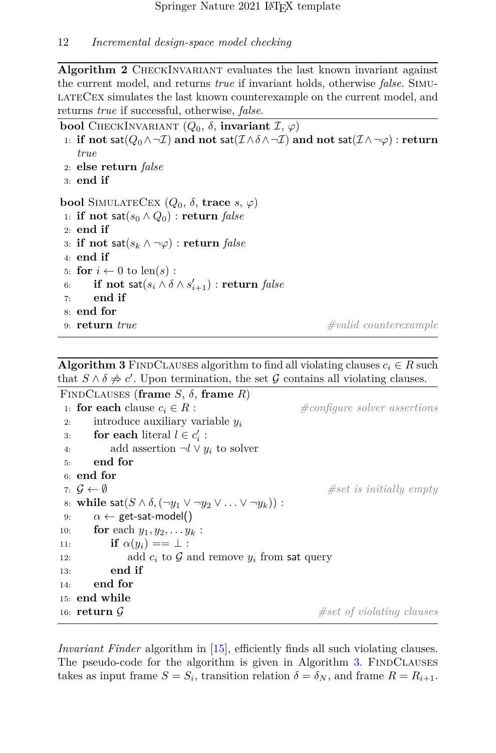**Algorithm 2** CheckInvariant evaluates the last known invariant against the current model, and returns *true* if invariant holds, otherwise *false*. SimulateCex simulates the last known counterexample on the current model, and returns *true* if successful, otherwise, *false*.

```
bool CheckInvariant (Q_0, δ, invariant I, φ)
1: if not sat(Q_0 ∧ ¬I) and not sat(I ∧ δ ∧ ¬I) and not sat(I ∧ ¬φ) : return true
2: else return false
3: end if

bool SimulateCex (Q_0, δ, trace s, φ)
1: if not sat(s_0 ∧ Q_0) : return false
2: end if
3: if not sat(s_k ∧ ¬φ) : return false
4: end if
5: for i ← 0 to len(s) :
6:     if not sat(s_i ∧ δ ∧ s'_{i+1}) : return false
7:     end if
8: end for
9: return true                                    #valid counterexample
```

**Algorithm 3** FindClauses algorithm to find all violating clauses $c_i \in R$ such that $S \wedge \delta \not\Rightarrow c'$. Upon termination, the set $\mathcal{G}$ contains all violating clauses.

```
FindClauses (frame S, δ, frame R)
1: for each clause c_i ∈ R :                      #configure solver assertions
2:     introduce auxiliary variable y_i
3:     for each literal l ∈ c'_i :
4:         add assertion ¬l ∨ y_i to solver
5:     end for
6: end for
7: G ← ∅                                          #set is initially empty
8: while sat(S ∧ δ, (¬y_1 ∨ ¬y_2 ∨ ... ∨ ¬y_k)) :
9:     α ← get-sat-model()
10:    for each y_1, y_2, ... y_k :
11:        if α(y_i) == ⊥ :
12:            add c_i to G and remove y_i from sat query
13:        end if
14:    end for
15: end while
16: return G                                       #set of violating clauses
```

*Invariant Finder* algorithm in [15], efficiently finds all such violating clauses. The pseudo-code for the algorithm is given in Algorithm 3. FindClauses takes as input frame $S = S_i$, transition relation $\delta = \delta_N$, and frame $R = R_{i+1}$.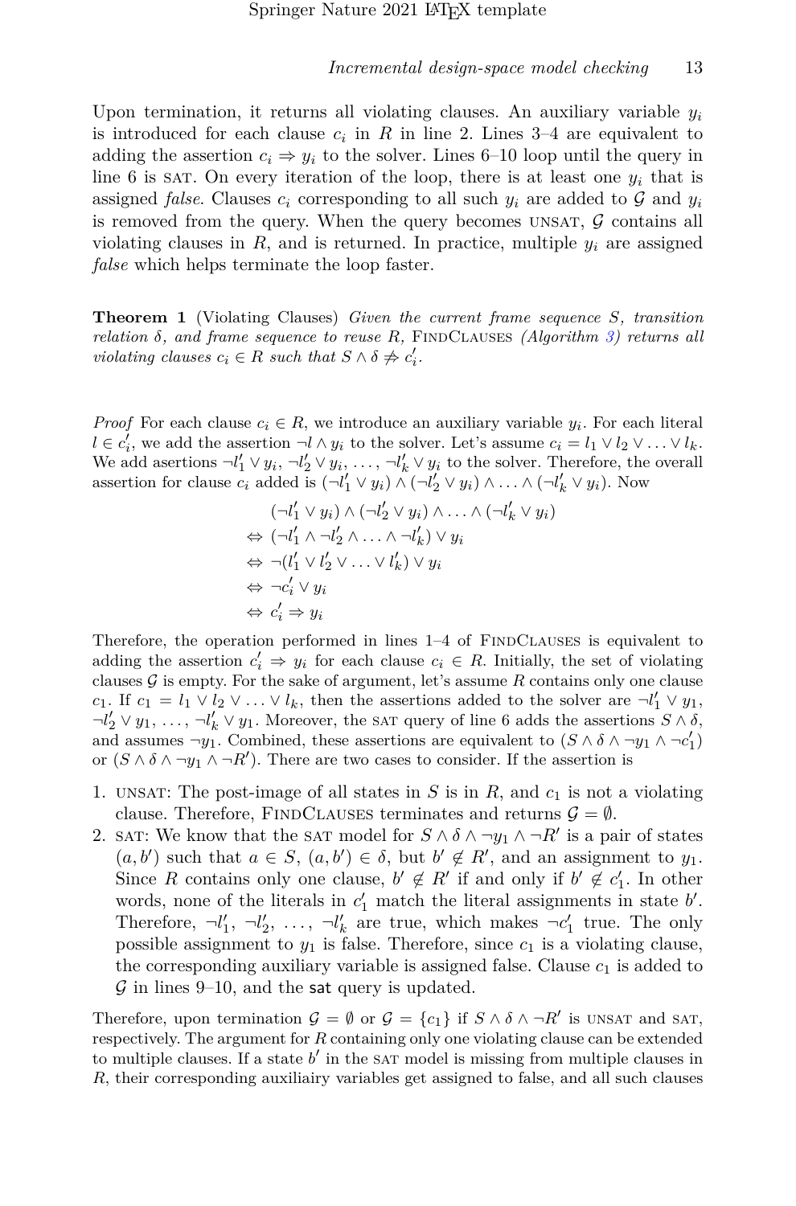Upon termination, it returns all violating clauses. An auxiliary variable $y_i$ is introduced for each clause $c_i$ in $R$ in line 2. Lines 3–4 are equivalent to adding the assertion $c_i \Rightarrow y_i$ to the solver. Lines 6–10 loop until the query in line 6 is SAT. On every iteration of the loop, there is at least one $y_i$ that is assigned *false*. Clauses $c_i$ corresponding to all such $y_i$ are added to $\mathcal{G}$ and $y_i$ is removed from the query. When the query becomes UNSAT, $\mathcal{G}$ contains all violating clauses in $R$, and is returned. In practice, multiple $y_i$ are assigned *false* which helps terminate the loop faster.

**Theorem 1** (Violating Clauses) *Given the current frame sequence $S$, transition relation $\delta$, and frame sequence to reuse $R$,* FINDCLAUSES *(Algorithm 3) returns all violating clauses $c_i \in R$ such that $S \wedge \delta \not\Rightarrow c_i'$.*

*Proof* For each clause $c_i \in R$, we introduce an auxiliary variable $y_i$. For each literal $l \in c_i'$, we add the assertion $\neg l \wedge y_i$ to the solver. Let's assume $c_i = l_1 \vee l_2 \vee \ldots \vee l_k$. We add assertions $\neg l_1' \vee y_i$, $\neg l_2' \vee y_i$, $\ldots$, $\neg l_k' \vee y_i$ to the solver. Therefore, the overall assertion for clause $c_i$ added is $(\neg l_1' \vee y_i) \wedge (\neg l_2' \vee y_i) \wedge \ldots \wedge (\neg l_k' \vee y_i)$. Now

$$
\begin{aligned}
& (\neg l_1' \vee y_i) \wedge (\neg l_2' \vee y_i) \wedge \ldots \wedge (\neg l_k' \vee y_i) \\
\Leftrightarrow\ & (\neg l_1' \wedge \neg l_2' \wedge \ldots \wedge \neg l_k') \vee y_i \\
\Leftrightarrow\ & \neg(l_1' \vee l_2' \vee \ldots \vee l_k') \vee y_i \\
\Leftrightarrow\ & \neg c_i' \vee y_i \\
\Leftrightarrow\ & c_i' \Rightarrow y_i
\end{aligned}
$$

Therefore, the operation performed in lines 1–4 of FINDCLAUSES is equivalent to adding the assertion $c_i' \Rightarrow y_i$ for each clause $c_i \in R$. Initially, the set of violating clauses $\mathcal{G}$ is empty. For the sake of argument, let's assume $R$ contains only one clause $c_1$. If $c_1 = l_1 \vee l_2 \vee \ldots \vee l_k$, then the assertions added to the solver are $\neg l_1' \vee y_1$, $\neg l_2' \vee y_1$, $\ldots$, $\neg l_k' \vee y_1$. Moreover, the SAT query of line 6 adds the assertions $S \wedge \delta$, and assumes $\neg y_1$. Combined, these assertions are equivalent to $(S \wedge \delta \wedge \neg y_1 \wedge \neg c_1')$ or $(S \wedge \delta \wedge \neg y_1 \wedge \neg R')$. There are two cases to consider. If the assertion is

1. UNSAT: The post-image of all states in $S$ is in $R$, and $c_1$ is not a violating clause. Therefore, FINDCLAUSES terminates and returns $\mathcal{G} = \emptyset$.
2. SAT: We know that the SAT model for $S \wedge \delta \wedge \neg y_1 \wedge \neg R'$ is a pair of states $(a, b')$ such that $a \in S$, $(a, b') \in \delta$, but $b' \notin R'$, and an assignment to $y_1$. Since $R$ contains only one clause, $b' \notin R'$ if and only if $b' \notin c_1'$. In other words, none of the literals in $c_1'$ match the literal assignments in state $b'$. Therefore, $\neg l_1'$, $\neg l_2'$, $\ldots$, $\neg l_k'$ are true, which makes $\neg c_1'$ true. The only possible assignment to $y_1$ is false. Therefore, since $c_1$ is a violating clause, the corresponding auxiliary variable is assigned false. Clause $c_1$ is added to $\mathcal{G}$ in lines 9–10, and the sat query is updated.

Therefore, upon termination $\mathcal{G} = \emptyset$ or $\mathcal{G} = \{c_1\}$ if $S \wedge \delta \wedge \neg R'$ is UNSAT and SAT, respectively. The argument for $R$ containing only one violating clause can be extended to multiple clauses. If a state $b'$ in the SAT model is missing from multiple clauses in $R$, their corresponding auxiliairy variables get assigned to false, and all such clauses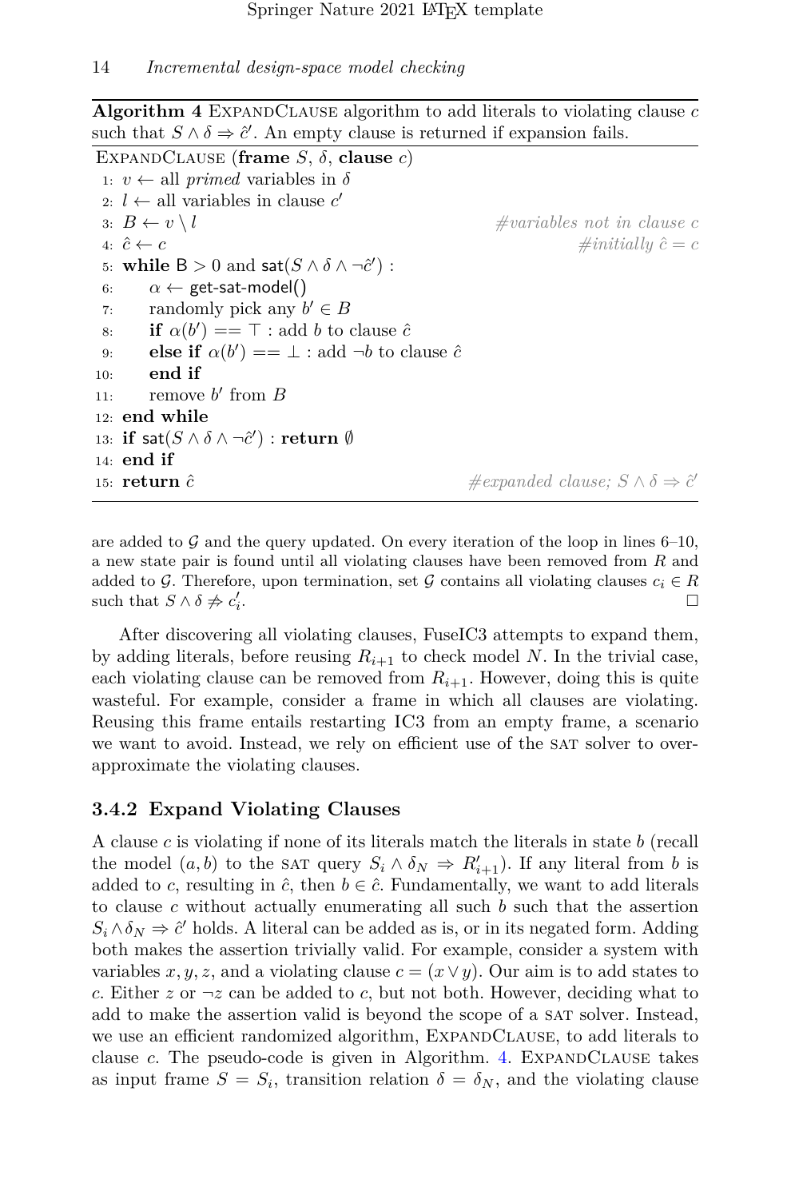**Algorithm 4** ExpandClause algorithm to add literals to violating clause $c$ such that $S \wedge \delta \Rightarrow \hat{c}'$. An empty clause is returned if expansion fails.

```
ExpandClause (frame S, δ, clause c)
 1: v ← all primed variables in δ
 2: l ← all variables in clause c'
 3: B ← v \ l                                   #variables not in clause c
 4: ĉ ← c                                       #initially ĉ = c
 5: while B > 0 and sat(S ∧ δ ∧ ¬ĉ') :
 6:     α ← get-sat-model()
 7:     randomly pick any b' ∈ B
 8:     if α(b') == ⊤ : add b to clause ĉ
 9:     else if α(b') == ⊥ : add ¬b to clause ĉ
10:     end if
11:     remove b' from B
12: end while
13: if sat(S ∧ δ ∧ ¬ĉ') : return ∅
14: end if
15: return ĉ                                    #expanded clause; S ∧ δ ⇒ ĉ'
```

are added to $\mathcal{G}$ and the query updated. On every iteration of the loop in lines 6–10, a new state pair is found until all violating clauses have been removed from $R$ and added to $\mathcal{G}$. Therefore, upon termination, set $\mathcal{G}$ contains all violating clauses $c_i \in R$ such that $S \wedge \delta \not\Rightarrow c_i'$. □

After discovering all violating clauses, FuseIC3 attempts to expand them, by adding literals, before reusing $R_{i+1}$ to check model $N$. In the trivial case, each violating clause can be removed from $R_{i+1}$. However, doing this is quite wasteful. For example, consider a frame in which all clauses are violating. Reusing this frame entails restarting IC3 from an empty frame, a scenario we want to avoid. Instead, we rely on efficient use of the SAT solver to over-approximate the violating clauses.

### 3.4.2 Expand Violating Clauses

A clause $c$ is violating if none of its literals match the literals in state $b$ (recall the model $(a, b)$ to the SAT query $S_i \wedge \delta_N \Rightarrow R'_{i+1}$). If any literal from $b$ is added to $c$, resulting in $\hat{c}$, then $b \in \hat{c}$. Fundamentally, we want to add literals to clause $c$ without actually enumerating all such $b$ such that the assertion $S_i \wedge \delta_N \Rightarrow \hat{c}'$ holds. A literal can be added as is, or in its negated form. Adding both makes the assertion trivially valid. For example, consider a system with variables $x, y, z$, and a violating clause $c = (x \vee y)$. Our aim is to add states to $c$. Either $z$ or $\neg z$ can be added to $c$, but not both. However, deciding what to add to make the assertion valid is beyond the scope of a SAT solver. Instead, we use an efficient randomized algorithm, ExpandClause, to add literals to clause $c$. The pseudo-code is given in Algorithm. 4. ExpandClause takes as input frame $S = S_i$, transition relation $\delta = \delta_N$, and the violating clause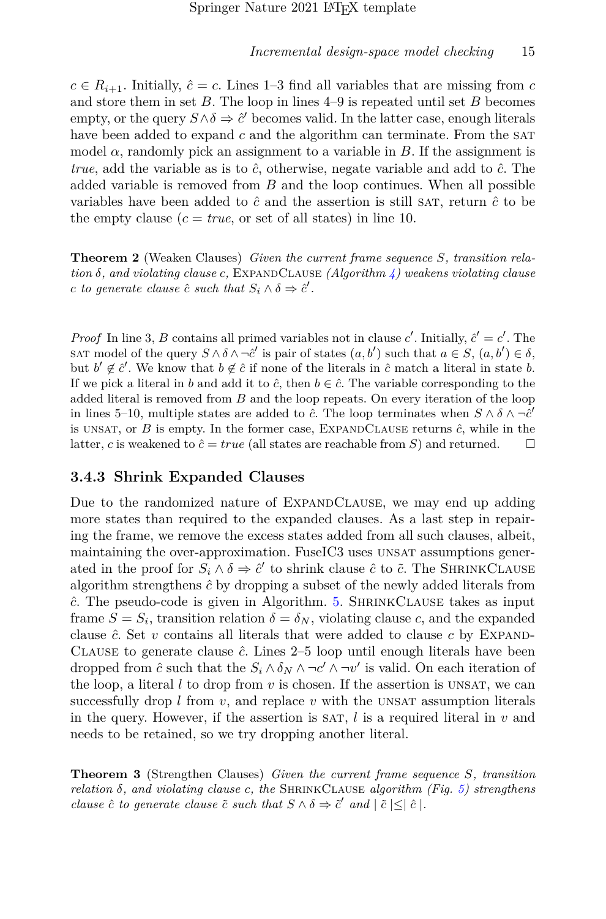$c \in R_{i+1}$. Initially, $\hat{c} = c$. Lines 1–3 find all variables that are missing from $c$ and store them in set $B$. The loop in lines 4–9 is repeated until set $B$ becomes empty, or the query $S \wedge \delta \Rightarrow \hat{c}'$ becomes valid. In the latter case, enough literals have been added to expand $c$ and the algorithm can terminate. From the SAT model $\alpha$, randomly pick an assignment to a variable in $B$. If the assignment is *true*, add the variable as is to $\hat{c}$, otherwise, negate variable and add to $\hat{c}$. The added variable is removed from $B$ and the loop continues. When all possible variables have been added to $\hat{c}$ and the assertion is still SAT, return $\hat{c}$ to be the empty clause ($c = true$, or set of all states) in line 10.

**Theorem 2** (Weaken Clauses) *Given the current frame sequence $S$, transition relation $\delta$, and violating clause $c$,* ExpandClause *(Algorithm 4) weakens violating clause $c$ to generate clause $\hat{c}$ such that $S_i \wedge \delta \Rightarrow \hat{c}'$.*

*Proof* In line 3, $B$ contains all primed variables not in clause $c'$. Initially, $\hat{c}' = c'$. The SAT model of the query $S \wedge \delta \wedge \neg\hat{c}'$ is pair of states $(a, b')$ such that $a \in S$, $(a, b') \in \delta$, but $b' \notin \hat{c}'$. We know that $b \notin \hat{c}$ if none of the literals in $\hat{c}$ match a literal in state $b$. If we pick a literal in $b$ and add it to $\hat{c}$, then $b \in \hat{c}$. The variable corresponding to the added literal is removed from $B$ and the loop repeats. On every iteration of the loop in lines 5–10, multiple states are added to $\hat{c}$. The loop terminates when $S \wedge \delta \wedge \neg\hat{c}'$ is UNSAT, or $B$ is empty. In the former case, ExpandClause returns $\hat{c}$, while in the latter, $c$ is weakened to $\hat{c} = true$ (all states are reachable from $S$) and returned. □

### 3.4.3 Shrink Expanded Clauses

Due to the randomized nature of ExpandClause, we may end up adding more states than required to the expanded clauses. As a last step in repairing the frame, we remove the excess states added from all such clauses, albeit, maintaining the over-approximation. FuseIC3 uses UNSAT assumptions generated in the proof for $S_i \wedge \delta \Rightarrow \hat{c}'$ to shrink clause $\hat{c}$ to $\tilde{c}$. The ShrinkClause algorithm strengthens $\hat{c}$ by dropping a subset of the newly added literals from $\hat{c}$. The pseudo-code is given in Algorithm. 5. ShrinkClause takes as input frame $S = S_i$, transition relation $\delta = \delta_N$, violating clause $c$, and the expanded clause $\hat{c}$. Set $v$ contains all literals that were added to clause $c$ by ExpandClause to generate clause $\hat{c}$. Lines 2–5 loop until enough literals have been dropped from $\hat{c}$ such that the $S_i \wedge \delta_N \wedge \neg c' \wedge \neg v'$ is valid. On each iteration of the loop, a literal $l$ to drop from $v$ is chosen. If the assertion is UNSAT, we can successfully drop $l$ from $v$, and replace $v$ with the UNSAT assumption literals in the query. However, if the assertion is SAT, $l$ is a required literal in $v$ and needs to be retained, so we try dropping another literal.

**Theorem 3** (Strengthen Clauses) *Given the current frame sequence $S$, transition relation $\delta$, and violating clause $c$, the* ShrinkClause *algorithm (Fig. 5) strengthens clause $\hat{c}$ to generate clause $\tilde{c}$ such that $S \wedge \delta \Rightarrow \tilde{c}'$ and $|\, \tilde{c} \,| \leq |\, \hat{c} \,|$.*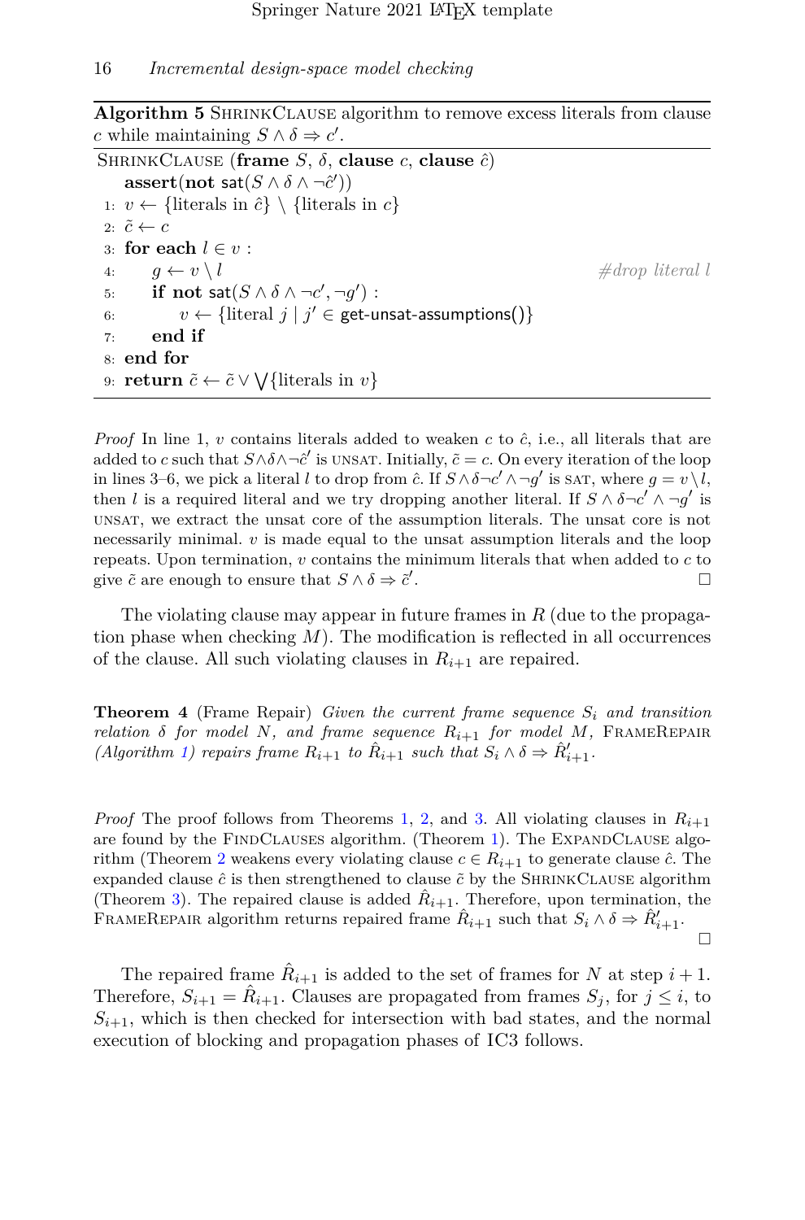**Algorithm 5** ShrinkClause algorithm to remove excess literals from clause $c$ while maintaining $S \wedge \delta \Rightarrow c'$.

```
ShrinkClause (frame S, δ, clause c, clause ĉ)
    assert(not sat(S ∧ δ ∧ ¬ĉ'))
 1: v ← {literals in ĉ} \ {literals in c}
 2: c̃ ← c
 3: for each l ∈ v :
 4:     g ← v \ l                                        #drop literal l
 5:     if not sat(S ∧ δ ∧ ¬c', ¬g') :
 6:         v ← {literal j | j' ∈ get-unsat-assumptions()}
 7:     end if
 8: end for
 9: return c̃ ← c̃ ∨ ⋁{literals in v}
```

*Proof* In line 1, $v$ contains literals added to weaken $c$ to $\hat{c}$, i.e., all literals that are added to $c$ such that $S \wedge \delta \wedge \neg \hat{c}'$ is UNSAT. Initially, $\tilde{c} = c$. On every iteration of the loop in lines 3–6, we pick a literal $l$ to drop from $\hat{c}$. If $S \wedge \delta \neg c' \wedge \neg g'$ is SAT, where $g = v \setminus l$, then $l$ is a required literal and we try dropping another literal. If $S \wedge \delta \neg c' \wedge \neg g'$ is UNSAT, we extract the unsat core of the assumption literals. The unsat core is not necessarily minimal. $v$ is made equal to the unsat assumption literals and the loop repeats. Upon termination, $v$ contains the minimum literals that when added to $c$ to give $\tilde{c}$ are enough to ensure that $S \wedge \delta \Rightarrow \tilde{c}'$. □

The violating clause may appear in future frames in $R$ (due to the propagation phase when checking $M$). The modification is reflected in all occurrences of the clause. All such violating clauses in $R_{i+1}$ are repaired.

**Theorem 4** (Frame Repair) *Given the current frame sequence $S_i$ and transition relation $\delta$ for model $N$, and frame sequence $R_{i+1}$ for model $M$,* FrameRepair *(Algorithm 1) repairs frame $R_{i+1}$ to $\hat{R}_{i+1}$ such that $S_i \wedge \delta \Rightarrow \hat{R}'_{i+1}$.*

*Proof* The proof follows from Theorems 1, 2, and 3. All violating clauses in $R_{i+1}$ are found by the FindClauses algorithm. (Theorem 1). The ExpandClause algorithm (Theorem 2 weakens every violating clause $c \in R_{i+1}$ to generate clause $\hat{c}$. The expanded clause $\hat{c}$ is then strengthened to clause $\tilde{c}$ by the ShrinkClause algorithm (Theorem 3). The repaired clause is added $\hat{R}_{i+1}$. Therefore, upon termination, the FrameRepair algorithm returns repaired frame $\hat{R}_{i+1}$ such that $S_i \wedge \delta \Rightarrow \hat{R}'_{i+1}$. □

The repaired frame $\hat{R}_{i+1}$ is added to the set of frames for $N$ at step $i+1$. Therefore, $S_{i+1} = \hat{R}_{i+1}$. Clauses are propagated from frames $S_j$, for $j \leq i$, to $S_{i+1}$, which is then checked for intersection with bad states, and the normal execution of blocking and propagation phases of IC3 follows.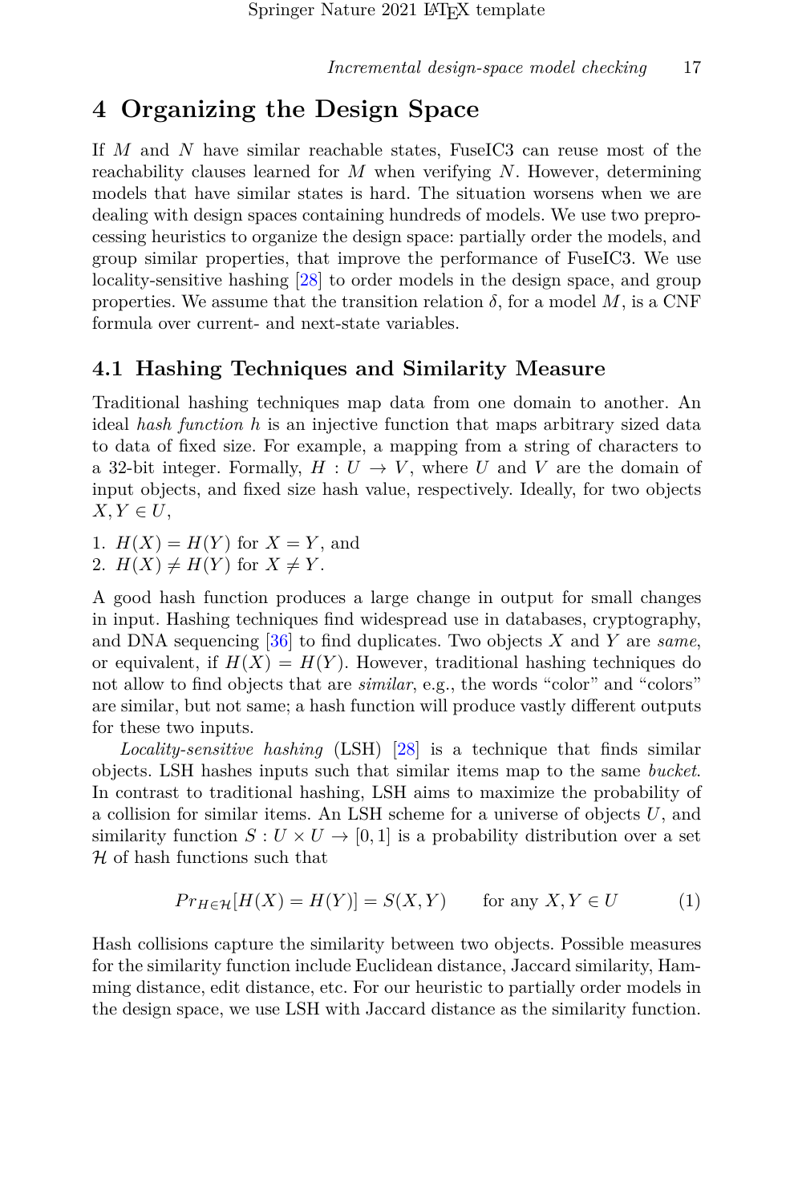# 4 Organizing the Design Space

If $M$ and $N$ have similar reachable states, FuseIC3 can reuse most of the reachability clauses learned for $M$ when verifying $N$. However, determining models that have similar states is hard. The situation worsens when we are dealing with design spaces containing hundreds of models. We use two preprocessing heuristics to organize the design space: partially order the models, and group similar properties, that improve the performance of FuseIC3. We use locality-sensitive hashing [28] to order models in the design space, and group properties. We assume that the transition relation $\delta$, for a model $M$, is a CNF formula over current- and next-state variables.

## 4.1 Hashing Techniques and Similarity Measure

Traditional hashing techniques map data from one domain to another. An ideal *hash function* $h$ is an injective function that maps arbitrary sized data to data of fixed size. For example, a mapping from a string of characters to a 32-bit integer. Formally, $H : U \to V$, where $U$ and $V$ are the domain of input objects, and fixed size hash value, respectively. Ideally, for two objects $X, Y \in U$,

1. $H(X) = H(Y)$ for $X = Y$, and
2. $H(X) \neq H(Y)$ for $X \neq Y$.

A good hash function produces a large change in output for small changes in input. Hashing techniques find widespread use in databases, cryptography, and DNA sequencing [36] to find duplicates. Two objects $X$ and $Y$ are *same*, or equivalent, if $H(X) = H(Y)$. However, traditional hashing techniques do not allow to find objects that are *similar*, e.g., the words "color" and "colors" are similar, but not same; a hash function will produce vastly different outputs for these two inputs.

*Locality-sensitive hashing* (LSH) [28] is a technique that finds similar objects. LSH hashes inputs such that similar items map to the same *bucket*. In contrast to traditional hashing, LSH aims to maximize the probability of a collision for similar items. An LSH scheme for a universe of objects $U$, and similarity function $S : U \times U \to [0, 1]$ is a probability distribution over a set $\mathcal{H}$ of hash functions such that

$$Pr_{H \in \mathcal{H}}[H(X) = H(Y)] = S(X, Y) \qquad \text{for any } X, Y \in U \tag{1}$$

Hash collisions capture the similarity between two objects. Possible measures for the similarity function include Euclidean distance, Jaccard similarity, Hamming distance, edit distance, etc. For our heuristic to partially order models in the design space, we use LSH with Jaccard distance as the similarity function.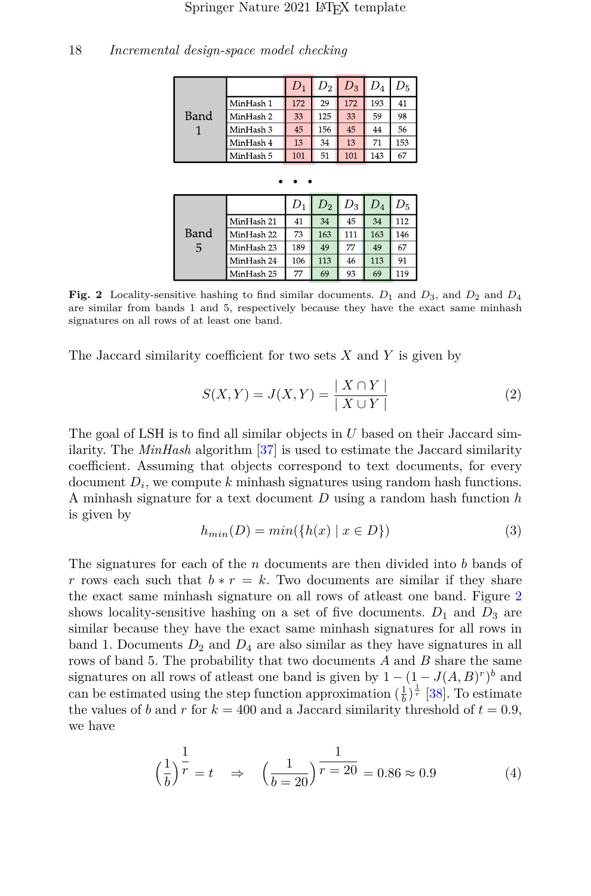| Band 1 | | $D_1$ | $D_2$ | $D_3$ | $D_4$ | $D_5$ |
|---|---|---|---|---|---|---|
| | MinHash 1 | 172 | 29 | 172 | 193 | 41 |
| | MinHash 2 | 33 | 125 | 33 | 59 | 98 |
| | MinHash 3 | 45 | 156 | 45 | 44 | 56 |
| | MinHash 4 | 13 | 34 | 13 | 71 | 153 |
| | MinHash 5 | 101 | 51 | 101 | 143 | 67 |

• • •

| Band 5 | | $D_1$ | $D_2$ | $D_3$ | $D_4$ | $D_5$ |
|---|---|---|---|---|---|---|
| | MinHash 21 | 41 | 34 | 45 | 34 | 112 |
| | MinHash 22 | 73 | 163 | 111 | 163 | 146 |
| | MinHash 23 | 189 | 49 | 77 | 49 | 67 |
| | MinHash 24 | 106 | 113 | 46 | 113 | 91 |
| | MinHash 25 | 77 | 69 | 93 | 69 | 119 |

**Fig. 2** Locality-sensitive hashing to find similar documents. $D_1$ and $D_3$, and $D_2$ and $D_4$ are similar from bands 1 and 5, respectively because they have the exact same minhash signatures on all rows of at least one band.

The Jaccard similarity coefficient for two sets $X$ and $Y$ is given by

$$S(X, Y) = J(X, Y) = \frac{|X \cap Y|}{|X \cup Y|} \tag{2}$$

The goal of LSH is to find all similar objects in $U$ based on their Jaccard similarity. The *MinHash* algorithm [37] is used to estimate the Jaccard similarity coefficient. Assuming that objects correspond to text documents, for every document $D_i$, we compute $k$ minhash signatures using random hash functions. A minhash signature for a text document $D$ using a random hash function $h$ is given by

$$h_{min}(D) = min(\{h(x) \mid x \in D\}) \tag{3}$$

The signatures for each of the $n$ documents are then divided into $b$ bands of $r$ rows each such that $b * r = k$. Two documents are similar if they share the exact same minhash signature on all rows of atleast one band. Figure 2 shows locality-sensitive hashing on a set of five documents. $D_1$ and $D_3$ are similar because they have the exact same minhash signatures for all rows in band 1. Documents $D_2$ and $D_4$ are also similar as they have signatures in all rows of band 5. The probability that two documents $A$ and $B$ share the same signatures on all rows of atleast one band is given by $1 - (1 - J(A, B)^r)^b$ and can be estimated using the step function approximation $(\frac{1}{b})^{\frac{1}{r}}$ [38]. To estimate the values of $b$ and $r$ for $k = 400$ and a Jaccard similarity threshold of $t = 0.9$, we have

$$\left(\frac{1}{b}\right)^{\frac{1}{r}} = t \quad \Rightarrow \quad \left(\frac{1}{b = 20}\right)^{\frac{1}{r = 20}} = 0.86 \approx 0.9 \tag{4}$$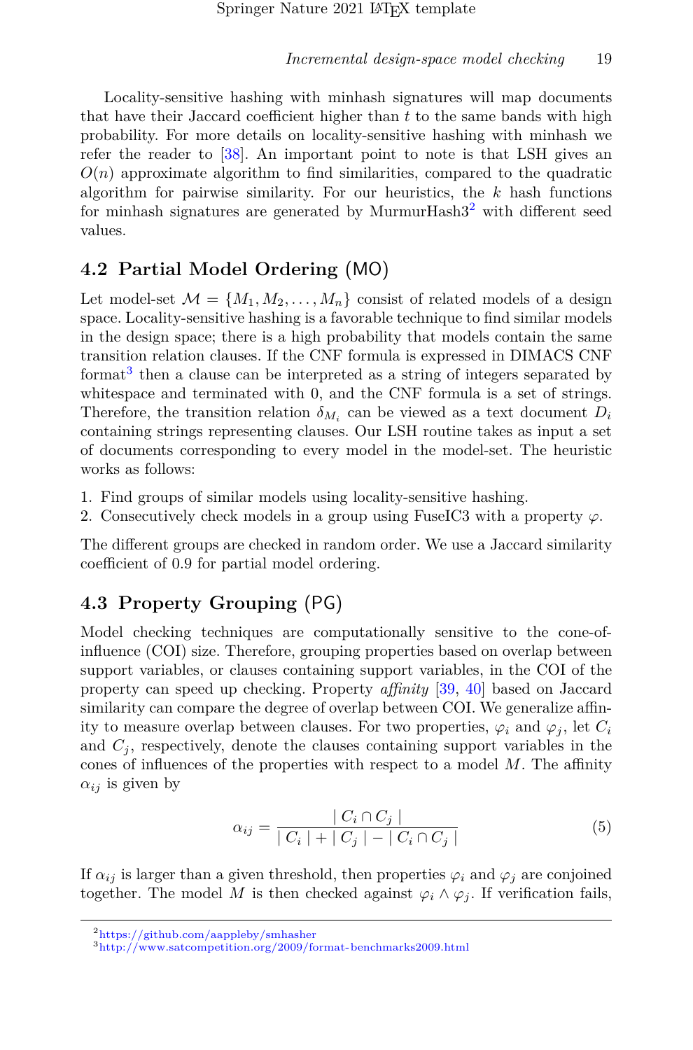Locality-sensitive hashing with minhash signatures will map documents that have their Jaccard coefficient higher than $t$ to the same bands with high probability. For more details on locality-sensitive hashing with minhash we refer the reader to [38]. An important point to note is that LSH gives an $O(n)$ approximate algorithm to find similarities, compared to the quadratic algorithm for pairwise similarity. For our heuristics, the $k$ hash functions for minhash signatures are generated by MurmurHash3[2] with different seed values.

## 4.2 Partial Model Ordering (MO)

Let model-set $\mathcal{M} = \{M_1, M_2, \ldots, M_n\}$ consist of related models of a design space. Locality-sensitive hashing is a favorable technique to find similar models in the design space; there is a high probability that models contain the same transition relation clauses. If the CNF formula is expressed in DIMACS CNF format[3] then a clause can be interpreted as a string of integers separated by whitespace and terminated with 0, and the CNF formula is a set of strings. Therefore, the transition relation $\delta_{M_i}$ can be viewed as a text document $D_i$ containing strings representing clauses. Our LSH routine takes as input a set of documents corresponding to every model in the model-set. The heuristic works as follows:

1. Find groups of similar models using locality-sensitive hashing.
2. Consecutively check models in a group using FuseIC3 with a property $\varphi$.

The different groups are checked in random order. We use a Jaccard similarity coefficient of 0.9 for partial model ordering.

## 4.3 Property Grouping (PG)

Model checking techniques are computationally sensitive to the cone-of-influence (COI) size. Therefore, grouping properties based on overlap between support variables, or clauses containing support variables, in the COI of the property can speed up checking. Property *affinity* [39, 40] based on Jaccard similarity can compare the degree of overlap between COI. We generalize affinity to measure overlap between clauses. For two properties, $\varphi_i$ and $\varphi_j$, let $C_i$ and $C_j$, respectively, denote the clauses containing support variables in the cones of influences of the properties with respect to a model $M$. The affinity $\alpha_{ij}$ is given by

$$\alpha_{ij} = \frac{\mid C_i \cap C_j \mid}{\mid C_i \mid + \mid C_j \mid - \mid C_i \cap C_j \mid} \tag{5}$$

If $\alpha_{ij}$ is larger than a given threshold, then properties $\varphi_i$ and $\varphi_j$ are conjoined together. The model $M$ is then checked against $\varphi_i \wedge \varphi_j$. If verification fails,

[2] https://github.com/aappleby/smhasher

[3] http://www.satcompetition.org/2009/format-benchmarks2009.html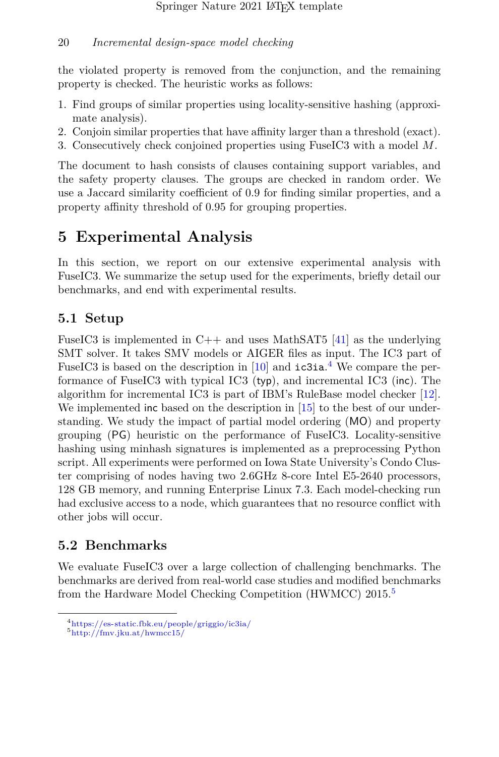the violated property is removed from the conjunction, and the remaining property is checked. The heuristic works as follows:

1. Find groups of similar properties using locality-sensitive hashing (approximate analysis).
2. Conjoin similar properties that have affinity larger than a threshold (exact).
3. Consecutively check conjoined properties using FuseIC3 with a model $M$.

The document to hash consists of clauses containing support variables, and the safety property clauses. The groups are checked in random order. We use a Jaccard similarity coefficient of 0.9 for finding similar properties, and a property affinity threshold of 0.95 for grouping properties.

# 5 Experimental Analysis

In this section, we report on our extensive experimental analysis with FuseIC3. We summarize the setup used for the experiments, briefly detail our benchmarks, and end with experimental results.

## 5.1 Setup

FuseIC3 is implemented in C++ and uses MathSAT5 [41] as the underlying SMT solver. It takes SMV models or AIGER files as input. The IC3 part of FuseIC3 is based on the description in [10] and `ic3ia`.[4] We compare the performance of FuseIC3 with typical IC3 (typ), and incremental IC3 (inc). The algorithm for incremental IC3 is part of IBM's RuleBase model checker [12]. We implemented inc based on the description in [15] to the best of our understanding. We study the impact of partial model ordering (MO) and property grouping (PG) heuristic on the performance of FuseIC3. Locality-sensitive hashing using minhash signatures is implemented as a preprocessing Python script. All experiments were performed on Iowa State University's Condo Cluster comprising of nodes having two 2.6GHz 8-core Intel E5-2640 processors, 128 GB memory, and running Enterprise Linux 7.3. Each model-checking run had exclusive access to a node, which guarantees that no resource conflict with other jobs will occur.

## 5.2 Benchmarks

We evaluate FuseIC3 over a large collection of challenging benchmarks. The benchmarks are derived from real-world case studies and modified benchmarks from the Hardware Model Checking Competition (HWMCC) 2015.[5]

---

[4] https://es-static.fbk.eu/people/griggio/ic3ia/

[5] http://fmv.jku.at/hwmcc15/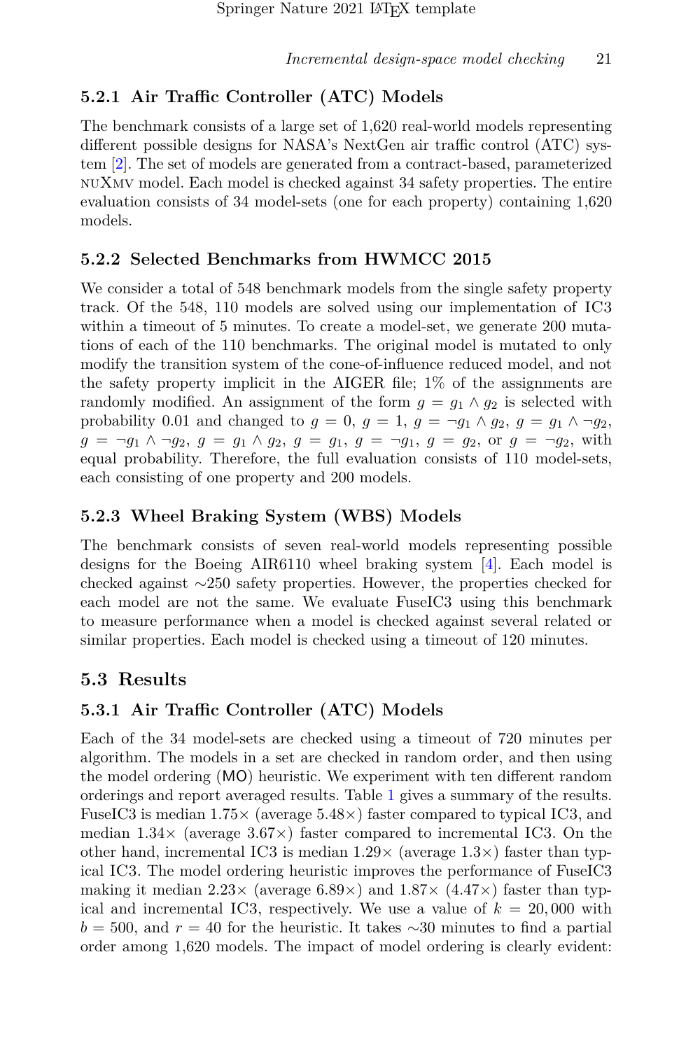#### 5.2.1 Air Traffic Controller (ATC) Models

The benchmark consists of a large set of 1,620 real-world models representing different possible designs for NASA's NextGen air traffic control (ATC) system [2]. The set of models are generated from a contract-based, parameterized nuXmv model. Each model is checked against 34 safety properties. The entire evaluation consists of 34 model-sets (one for each property) containing 1,620 models.

#### 5.2.2 Selected Benchmarks from HWMCC 2015

We consider a total of 548 benchmark models from the single safety property track. Of the 548, 110 models are solved using our implementation of IC3 within a timeout of 5 minutes. To create a model-set, we generate 200 mutations of each of the 110 benchmarks. The original model is mutated to only modify the transition system of the cone-of-influence reduced model, and not the safety property implicit in the AIGER file; 1% of the assignments are randomly modified. An assignment of the form $g = g_1 \wedge g_2$ is selected with probability 0.01 and changed to $g = 0$, $g = 1$, $g = \neg g_1 \wedge g_2$, $g = g_1 \wedge \neg g_2$, $g = \neg g_1 \wedge \neg g_2$, $g = g_1 \wedge g_2$, $g = g_1$, $g = \neg g_1$, $g = g_2$, or $g = \neg g_2$, with equal probability. Therefore, the full evaluation consists of 110 model-sets, each consisting of one property and 200 models.

#### 5.2.3 Wheel Braking System (WBS) Models

The benchmark consists of seven real-world models representing possible designs for the Boeing AIR6110 wheel braking system [4]. Each model is checked against ∼250 safety properties. However, the properties checked for each model are not the same. We evaluate FuseIC3 using this benchmark to measure performance when a model is checked against several related or similar properties. Each model is checked using a timeout of 120 minutes.

### 5.3 Results

#### 5.3.1 Air Traffic Controller (ATC) Models

Each of the 34 model-sets are checked using a timeout of 720 minutes per algorithm. The models in a set are checked in random order, and then using the model ordering (MO) heuristic. We experiment with ten different random orderings and report averaged results. Table 1 gives a summary of the results. FuseIC3 is median 1.75× (average 5.48×) faster compared to typical IC3, and median 1.34× (average 3.67×) faster compared to incremental IC3. On the other hand, incremental IC3 is median 1.29× (average 1.3×) faster than typical IC3. The model ordering heuristic improves the performance of FuseIC3 making it median 2.23× (average 6.89×) and 1.87× (4.47×) faster than typical and incremental IC3, respectively. We use a value of $k = 20,000$ with $b = 500$, and $r = 40$ for the heuristic. It takes ∼30 minutes to find a partial order among 1,620 models. The impact of model ordering is clearly evident: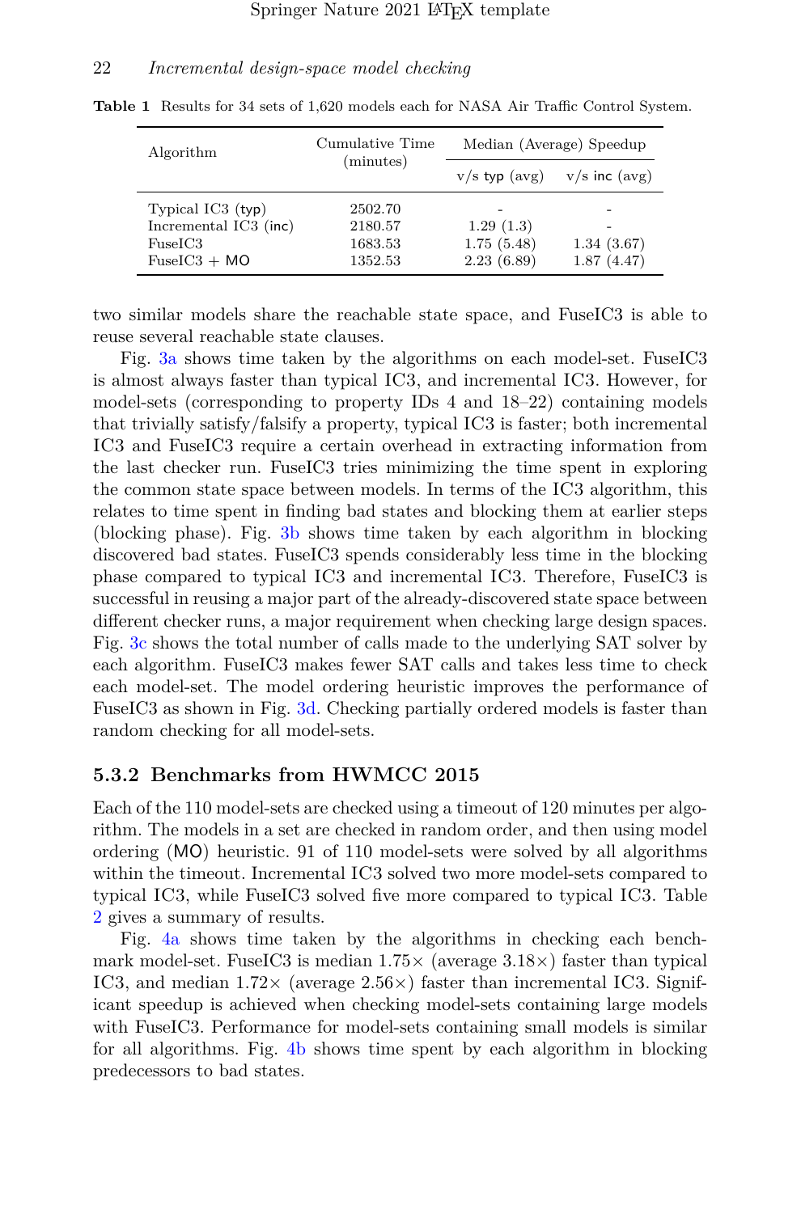**Table 1** Results for 34 sets of 1,620 models each for NASA Air Traffic Control System.

| Algorithm | Cumulative Time (minutes) | Median (Average) Speedup | |
|---|---|---|---|
| | | v/s typ (avg) | v/s inc (avg) |
| Typical IC3 (typ) | 2502.70 | - | - |
| Incremental IC3 (inc) | 2180.57 | 1.29 (1.3) | - |
| FuseIC3 | 1683.53 | 1.75 (5.48) | 1.34 (3.67) |
| FuseIC3 + MO | 1352.53 | 2.23 (6.89) | 1.87 (4.47) |

two similar models share the reachable state space, and FuseIC3 is able to reuse several reachable state clauses.

Fig. 3a shows time taken by the algorithms on each model-set. FuseIC3 is almost always faster than typical IC3, and incremental IC3. However, for model-sets (corresponding to property IDs 4 and 18–22) containing models that trivially satisfy/falsify a property, typical IC3 is faster; both incremental IC3 and FuseIC3 require a certain overhead in extracting information from the last checker run. FuseIC3 tries minimizing the time spent in exploring the common state space between models. In terms of the IC3 algorithm, this relates to time spent in finding bad states and blocking them at earlier steps (blocking phase). Fig. 3b shows time taken by each algorithm in blocking discovered bad states. FuseIC3 spends considerably less time in the blocking phase compared to typical IC3 and incremental IC3. Therefore, FuseIC3 is successful in reusing a major part of the already-discovered state space between different checker runs, a major requirement when checking large design spaces. Fig. 3c shows the total number of calls made to the underlying SAT solver by each algorithm. FuseIC3 makes fewer SAT calls and takes less time to check each model-set. The model ordering heuristic improves the performance of FuseIC3 as shown in Fig. 3d. Checking partially ordered models is faster than random checking for all model-sets.

### 5.3.2 Benchmarks from HWMCC 2015

Each of the 110 model-sets are checked using a timeout of 120 minutes per algorithm. The models in a set are checked in random order, and then using model ordering (MO) heuristic. 91 of 110 model-sets were solved by all algorithms within the timeout. Incremental IC3 solved two more model-sets compared to typical IC3, while FuseIC3 solved five more compared to typical IC3. Table 2 gives a summary of results.

Fig. 4a shows time taken by the algorithms in checking each benchmark model-set. FuseIC3 is median 1.75× (average 3.18×) faster than typical IC3, and median 1.72× (average 2.56×) faster than incremental IC3. Significant speedup is achieved when checking model-sets containing large models with FuseIC3. Performance for model-sets containing small models is similar for all algorithms. Fig. 4b shows time spent by each algorithm in blocking predecessors to bad states.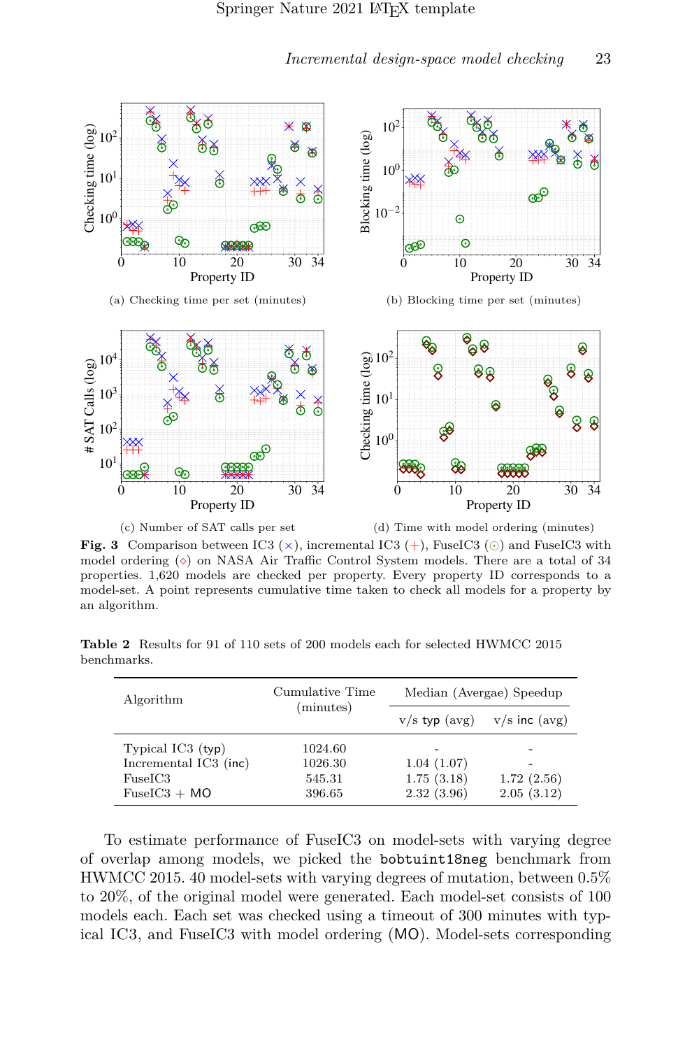(a) Checking time per set (minutes)

(b) Blocking time per set (minutes)

(c) Number of SAT calls per set

(d) Time with model ordering (minutes)

**Fig. 3** Comparison between IC3 (×), incremental IC3 (+), FuseIC3 (⊙) and FuseIC3 with model ordering (⋄) on NASA Air Traffic Control System models. There are a total of 34 properties. 1,620 models are checked per property. Every property ID corresponds to a model-set. A point represents cumulative time taken to check all models for a property by an algorithm.

**Table 2** Results for 91 of 110 sets of 200 models each for selected HWMCC 2015 benchmarks.

| Algorithm | Cumulative Time (minutes) | Median (Avergae) Speedup | |
|---|---|---|---|
| | | v/s typ (avg) | v/s inc (avg) |
| Typical IC3 (typ) | 1024.60 | - | - |
| Incremental IC3 (inc) | 1026.30 | 1.04 (1.07) | - |
| FuseIC3 | 545.31 | 1.75 (3.18) | 1.72 (2.56) |
| FuseIC3 + MO | 396.65 | 2.32 (3.96) | 2.05 (3.12) |

To estimate performance of FuseIC3 on model-sets with varying degree of overlap among models, we picked the `bobtuint18neg` benchmark from HWMCC 2015. 40 model-sets with varying degrees of mutation, between 0.5% to 20%, of the original model were generated. Each model-set consists of 100 models each. Each set was checked using a timeout of 300 minutes with typical IC3, and FuseIC3 with model ordering (MO). Model-sets corresponding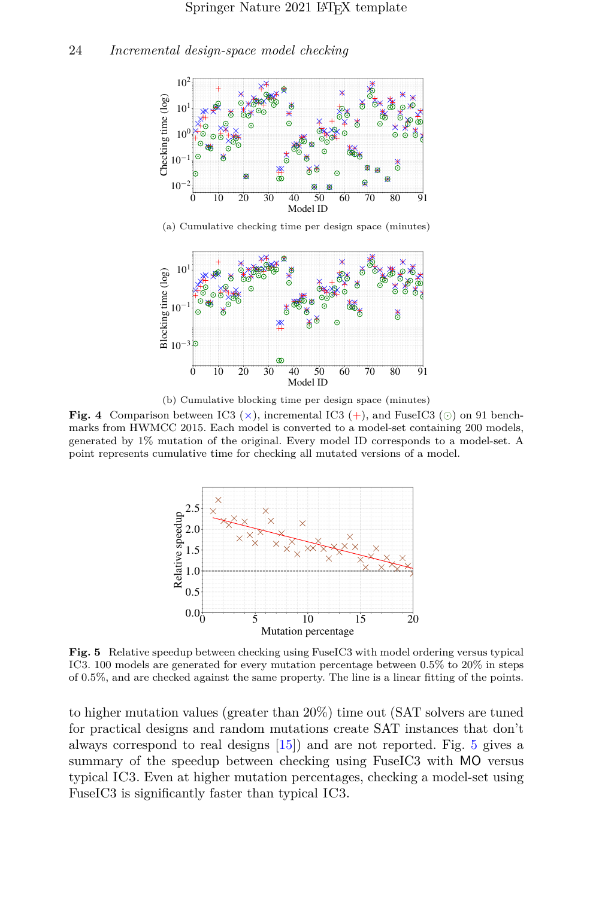(a) Cumulative checking time per design space (minutes)

(b) Cumulative blocking time per design space (minutes)

**Fig. 4** Comparison between IC3 (×), incremental IC3 (+), and FuseIC3 (⊙) on 91 benchmarks from HWMCC 2015. Each model is converted to a model-set containing 200 models, generated by 1% mutation of the original. Every model ID corresponds to a model-set. A point represents cumulative time for checking all mutated versions of a model.

**Fig. 5** Relative speedup between checking using FuseIC3 with model ordering versus typical IC3. 100 models are generated for every mutation percentage between 0.5% to 20% in steps of 0.5%, and are checked against the same property. The line is a linear fitting of the points.

to higher mutation values (greater than 20%) time out (SAT solvers are tuned for practical designs and random mutations create SAT instances that don't always correspond to real designs [15]) and are not reported. Fig. 5 gives a summary of the speedup between checking using FuseIC3 with MO versus typical IC3. Even at higher mutation percentages, checking a model-set using FuseIC3 is significantly faster than typical IC3.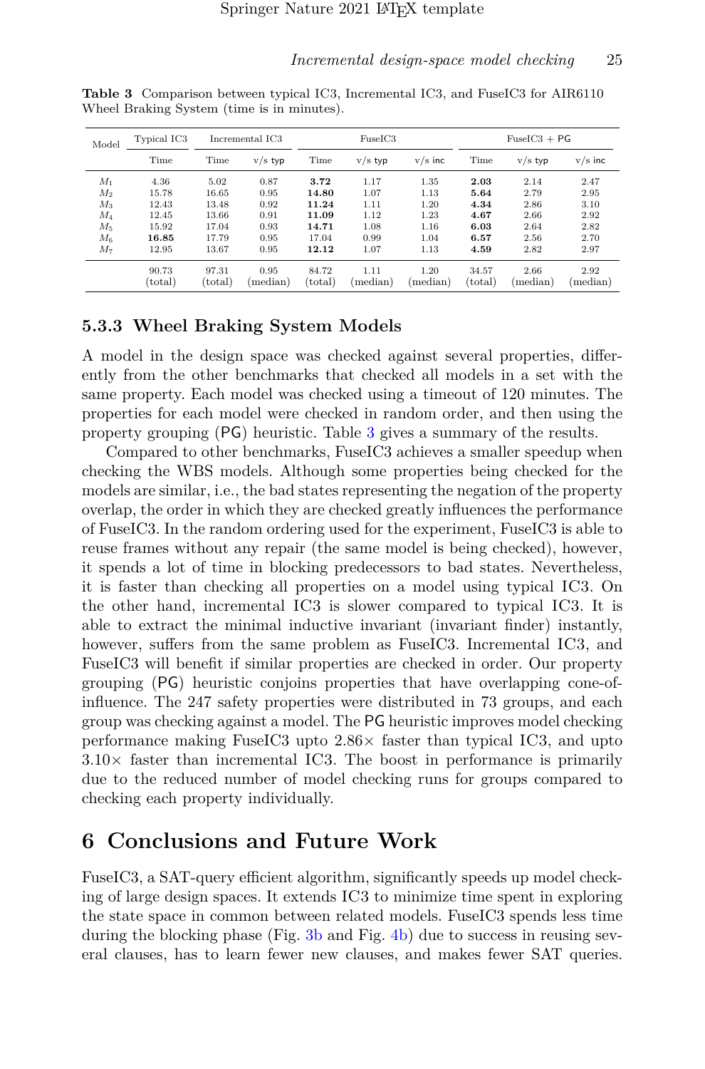**Table 3** Comparison between typical IC3, Incremental IC3, and FuseIC3 for AIR6110 Wheel Braking System (time is in minutes).

| Model | Typical IC3 | Incremental IC3 | | FuseIC3 | | | FuseIC3 + PG | | |
|---|---|---|---|---|---|---|---|---|---|
| | Time | Time | v/s typ | Time | v/s typ | v/s inc | Time | v/s typ | v/s inc |
| $M_1$ | 4.36 | 5.02 | 0.87 | **3.72** | 1.17 | 1.35 | **2.03** | 2.14 | 2.47 |
| $M_2$ | 15.78 | 16.65 | 0.95 | **14.80** | 1.07 | 1.13 | **5.64** | 2.79 | 2.95 |
| $M_3$ | 12.43 | 13.48 | 0.92 | **11.24** | 1.11 | 1.20 | **4.34** | 2.86 | 3.10 |
| $M_4$ | 12.45 | 13.66 | 0.91 | **11.09** | 1.12 | 1.23 | **4.67** | 2.66 | 2.92 |
| $M_5$ | 15.92 | 17.04 | 0.93 | **14.71** | 1.08 | 1.16 | **6.03** | 2.64 | 2.82 |
| $M_6$ | **16.85** | 17.79 | 0.95 | 17.04 | 0.99 | 1.04 | **6.57** | 2.56 | 2.70 |
| $M_7$ | 12.95 | 13.67 | 0.95 | **12.12** | 1.07 | 1.13 | **4.59** | 2.82 | 2.97 |
| | 90.73 (total) | 97.31 (total) | 0.95 (median) | 84.72 (total) | 1.11 (median) | 1.20 (median) | 34.57 (total) | 2.66 (median) | 2.92 (median) |

### 5.3.3 Wheel Braking System Models

A model in the design space was checked against several properties, differently from the other benchmarks that checked all models in a set with the same property. Each model was checked using a timeout of 120 minutes. The properties for each model were checked in random order, and then using the property grouping (PG) heuristic. Table 3 gives a summary of the results.

Compared to other benchmarks, FuseIC3 achieves a smaller speedup when checking the WBS models. Although some properties being checked for the models are similar, i.e., the bad states representing the negation of the property overlap, the order in which they are checked greatly influences the performance of FuseIC3. In the random ordering used for the experiment, FuseIC3 is able to reuse frames without any repair (the same model is being checked), however, it spends a lot of time in blocking predecessors to bad states. Nevertheless, it is faster than checking all properties on a model using typical IC3. On the other hand, incremental IC3 is slower compared to typical IC3. It is able to extract the minimal inductive invariant (invariant finder) instantly, however, suffers from the same problem as FuseIC3. Incremental IC3, and FuseIC3 will benefit if similar properties are checked in order. Our property grouping (PG) heuristic conjoins properties that have overlapping cone-of-influence. The 247 safety properties were distributed in 73 groups, and each group was checking against a model. The PG heuristic improves model checking performance making FuseIC3 upto 2.86× faster than typical IC3, and upto 3.10× faster than incremental IC3. The boost in performance is primarily due to the reduced number of model checking runs for groups compared to checking each property individually.

## 6 Conclusions and Future Work

FuseIC3, a SAT-query efficient algorithm, significantly speeds up model checking of large design spaces. It extends IC3 to minimize time spent in exploring the state space in common between related models. FuseIC3 spends less time during the blocking phase (Fig. 3b and Fig. 4b) due to success in reusing several clauses, has to learn fewer new clauses, and makes fewer SAT queries.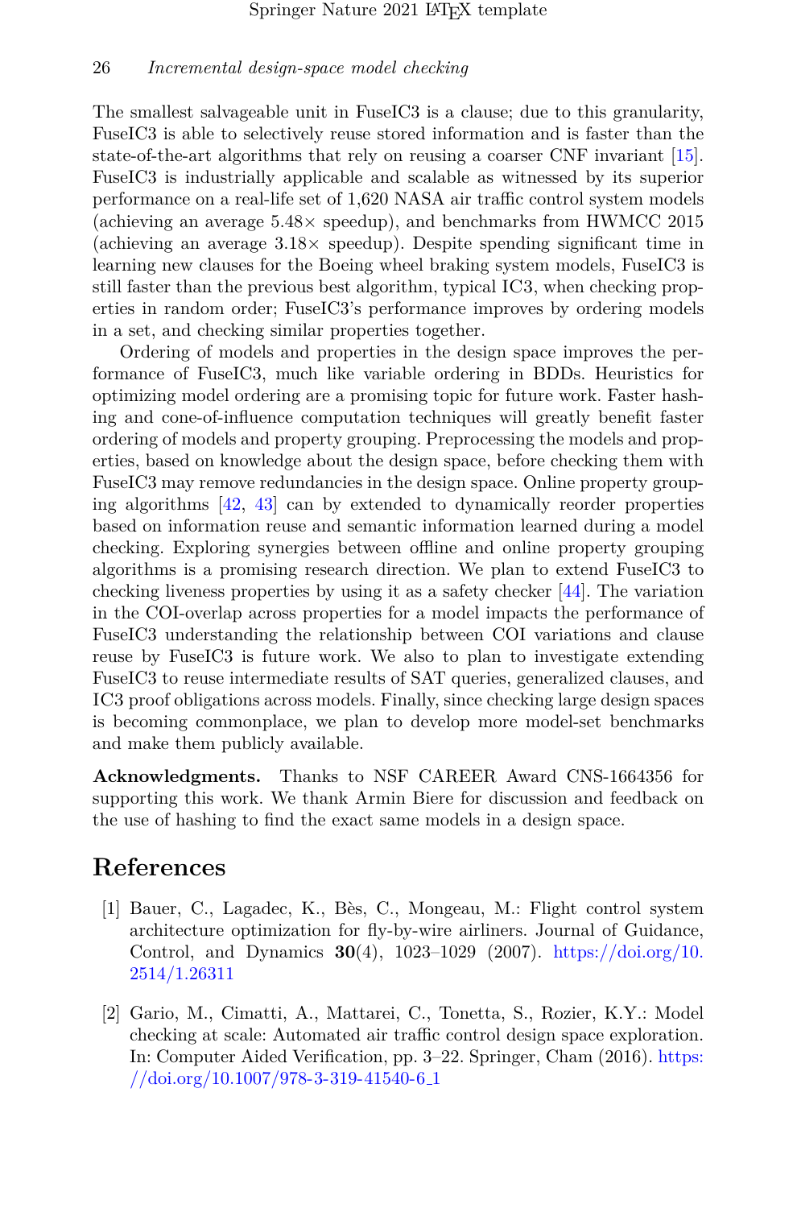The smallest salvageable unit in FuseIC3 is a clause; due to this granularity, FuseIC3 is able to selectively reuse stored information and is faster than the state-of-the-art algorithms that rely on reusing a coarser CNF invariant [15]. FuseIC3 is industrially applicable and scalable as witnessed by its superior performance on a real-life set of 1,620 NASA air traffic control system models (achieving an average 5.48× speedup), and benchmarks from HWMCC 2015 (achieving an average 3.18× speedup). Despite spending significant time in learning new clauses for the Boeing wheel braking system models, FuseIC3 is still faster than the previous best algorithm, typical IC3, when checking properties in random order; FuseIC3's performance improves by ordering models in a set, and checking similar properties together.

Ordering of models and properties in the design space improves the performance of FuseIC3, much like variable ordering in BDDs. Heuristics for optimizing model ordering are a promising topic for future work. Faster hashing and cone-of-influence computation techniques will greatly benefit faster ordering of models and property grouping. Preprocessing the models and properties, based on knowledge about the design space, before checking them with FuseIC3 may remove redundancies in the design space. Online property grouping algorithms [42, 43] can by extended to dynamically reorder properties based on information reuse and semantic information learned during a model checking. Exploring synergies between offline and online property grouping algorithms is a promising research direction. We plan to extend FuseIC3 to checking liveness properties by using it as a safety checker [44]. The variation in the COI-overlap across properties for a model impacts the performance of FuseIC3 understanding the relationship between COI variations and clause reuse by FuseIC3 is future work. We also to plan to investigate extending FuseIC3 to reuse intermediate results of SAT queries, generalized clauses, and IC3 proof obligations across models. Finally, since checking large design spaces is becoming commonplace, we plan to develop more model-set benchmarks and make them publicly available.

**Acknowledgments.** Thanks to NSF CAREER Award CNS-1664356 for supporting this work. We thank Armin Biere for discussion and feedback on the use of hashing to find the exact same models in a design space.

## References

[1] Bauer, C., Lagadec, K., Bès, C., Mongeau, M.: Flight control system architecture optimization for fly-by-wire airliners. Journal of Guidance, Control, and Dynamics **30**(4), 1023–1029 (2007). https://doi.org/10.2514/1.26311

[2] Gario, M., Cimatti, A., Mattarei, C., Tonetta, S., Rozier, K.Y.: Model checking at scale: Automated air traffic control design space exploration. In: Computer Aided Verification, pp. 3–22. Springer, Cham (2016). https://doi.org/10.1007/978-3-319-41540-6_1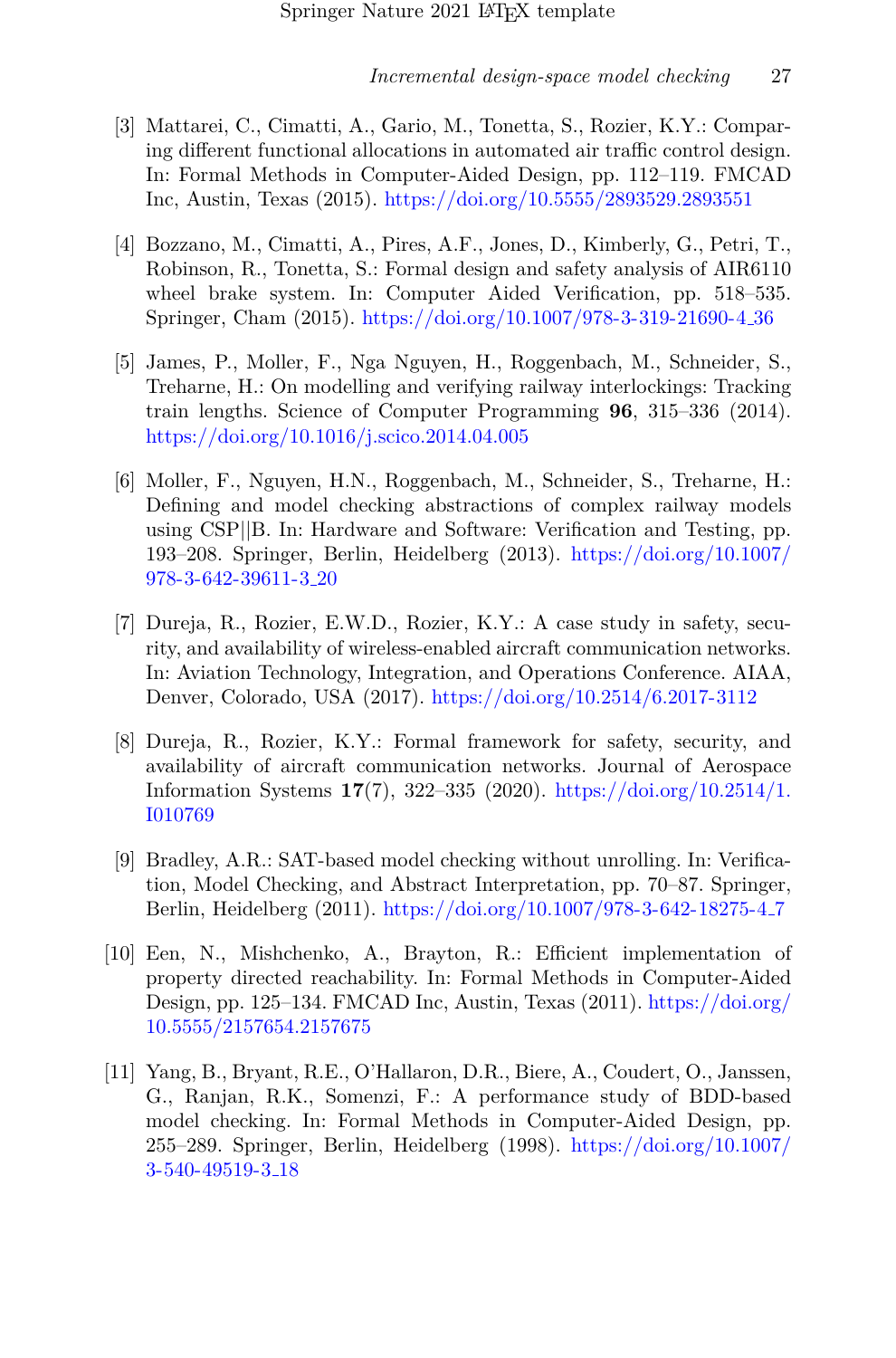[3] Mattarei, C., Cimatti, A., Gario, M., Tonetta, S., Rozier, K.Y.: Comparing different functional allocations in automated air traffic control design. In: Formal Methods in Computer-Aided Design, pp. 112–119. FMCAD Inc, Austin, Texas (2015). https://doi.org/10.5555/2893529.2893551

[4] Bozzano, M., Cimatti, A., Pires, A.F., Jones, D., Kimberly, G., Petri, T., Robinson, R., Tonetta, S.: Formal design and safety analysis of AIR6110 wheel brake system. In: Computer Aided Verification, pp. 518–535. Springer, Cham (2015). https://doi.org/10.1007/978-3-319-21690-4_36

[5] James, P., Moller, F., Nga Nguyen, H., Roggenbach, M., Schneider, S., Treharne, H.: On modelling and verifying railway interlockings: Tracking train lengths. Science of Computer Programming **96**, 315–336 (2014). https://doi.org/10.1016/j.scico.2014.04.005

[6] Moller, F., Nguyen, H.N., Roggenbach, M., Schneider, S., Treharne, H.: Defining and model checking abstractions of complex railway models using CSP||B. In: Hardware and Software: Verification and Testing, pp. 193–208. Springer, Berlin, Heidelberg (2013). https://doi.org/10.1007/978-3-642-39611-3_20

[7] Dureja, R., Rozier, E.W.D., Rozier, K.Y.: A case study in safety, security, and availability of wireless-enabled aircraft communication networks. In: Aviation Technology, Integration, and Operations Conference. AIAA, Denver, Colorado, USA (2017). https://doi.org/10.2514/6.2017-3112

[8] Dureja, R., Rozier, K.Y.: Formal framework for safety, security, and availability of aircraft communication networks. Journal of Aerospace Information Systems **17**(7), 322–335 (2020). https://doi.org/10.2514/1.I010769

[9] Bradley, A.R.: SAT-based model checking without unrolling. In: Verification, Model Checking, and Abstract Interpretation, pp. 70–87. Springer, Berlin, Heidelberg (2011). https://doi.org/10.1007/978-3-642-18275-4_7

[10] Een, N., Mishchenko, A., Brayton, R.: Efficient implementation of property directed reachability. In: Formal Methods in Computer-Aided Design, pp. 125–134. FMCAD Inc, Austin, Texas (2011). https://doi.org/10.5555/2157654.2157675

[11] Yang, B., Bryant, R.E., O'Hallaron, D.R., Biere, A., Coudert, O., Janssen, G., Ranjan, R.K., Somenzi, F.: A performance study of BDD-based model checking. In: Formal Methods in Computer-Aided Design, pp. 255–289. Springer, Berlin, Heidelberg (1998). https://doi.org/10.1007/3-540-49519-3_18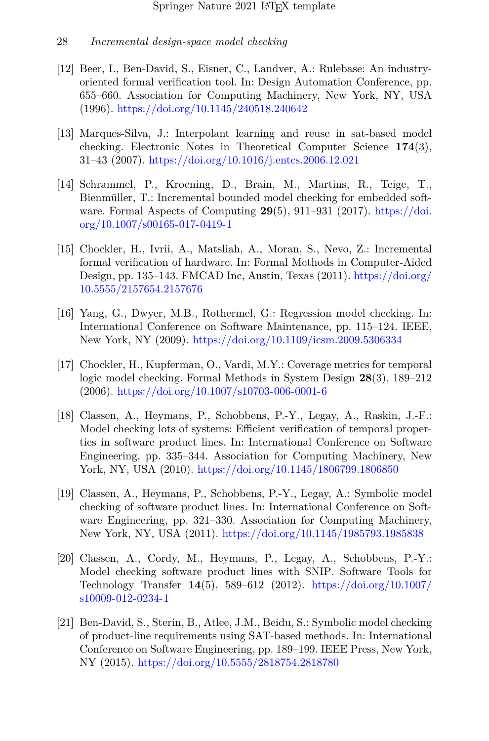[12] Beer, I., Ben-David, S., Eisner, C., Landver, A.: Rulebase: An industry-oriented formal verification tool. In: Design Automation Conference, pp. 655–660. Association for Computing Machinery, New York, NY, USA (1996). https://doi.org/10.1145/240518.240642

[13] Marques-Silva, J.: Interpolant learning and reuse in sat-based model checking. Electronic Notes in Theoretical Computer Science **174**(3), 31–43 (2007). https://doi.org/10.1016/j.entcs.2006.12.021

[14] Schrammel, P., Kroening, D., Brain, M., Martins, R., Teige, T., Bienmüller, T.: Incremental bounded model checking for embedded software. Formal Aspects of Computing **29**(5), 911–931 (2017). https://doi.org/10.1007/s00165-017-0419-1

[15] Chockler, H., Ivrii, A., Matsliah, A., Moran, S., Nevo, Z.: Incremental formal verification of hardware. In: Formal Methods in Computer-Aided Design, pp. 135–143. FMCAD Inc, Austin, Texas (2011). https://doi.org/10.5555/2157654.2157676

[16] Yang, G., Dwyer, M.B., Rothermel, G.: Regression model checking. In: International Conference on Software Maintenance, pp. 115–124. IEEE, New York, NY (2009). https://doi.org/10.1109/icsm.2009.5306334

[17] Chockler, H., Kupferman, O., Vardi, M.Y.: Coverage metrics for temporal logic model checking. Formal Methods in System Design **28**(3), 189–212 (2006). https://doi.org/10.1007/s10703-006-0001-6

[18] Classen, A., Heymans, P., Schobbens, P.-Y., Legay, A., Raskin, J.-F.: Model checking lots of systems: Efficient verification of temporal properties in software product lines. In: International Conference on Software Engineering, pp. 335–344. Association for Computing Machinery, New York, NY, USA (2010). https://doi.org/10.1145/1806799.1806850

[19] Classen, A., Heymans, P., Schobbens, P.-Y., Legay, A.: Symbolic model checking of software product lines. In: International Conference on Software Engineering, pp. 321–330. Association for Computing Machinery, New York, NY, USA (2011). https://doi.org/10.1145/1985793.1985838

[20] Classen, A., Cordy, M., Heymans, P., Legay, A., Schobbens, P.-Y.: Model checking software product lines with SNIP. Software Tools for Technology Transfer **14**(5), 589–612 (2012). https://doi.org/10.1007/s10009-012-0234-1

[21] Ben-David, S., Sterin, B., Atlee, J.M., Beidu, S.: Symbolic model checking of product-line requirements using SAT-based methods. In: International Conference on Software Engineering, pp. 189–199. IEEE Press, New York, NY (2015). https://doi.org/10.5555/2818754.2818780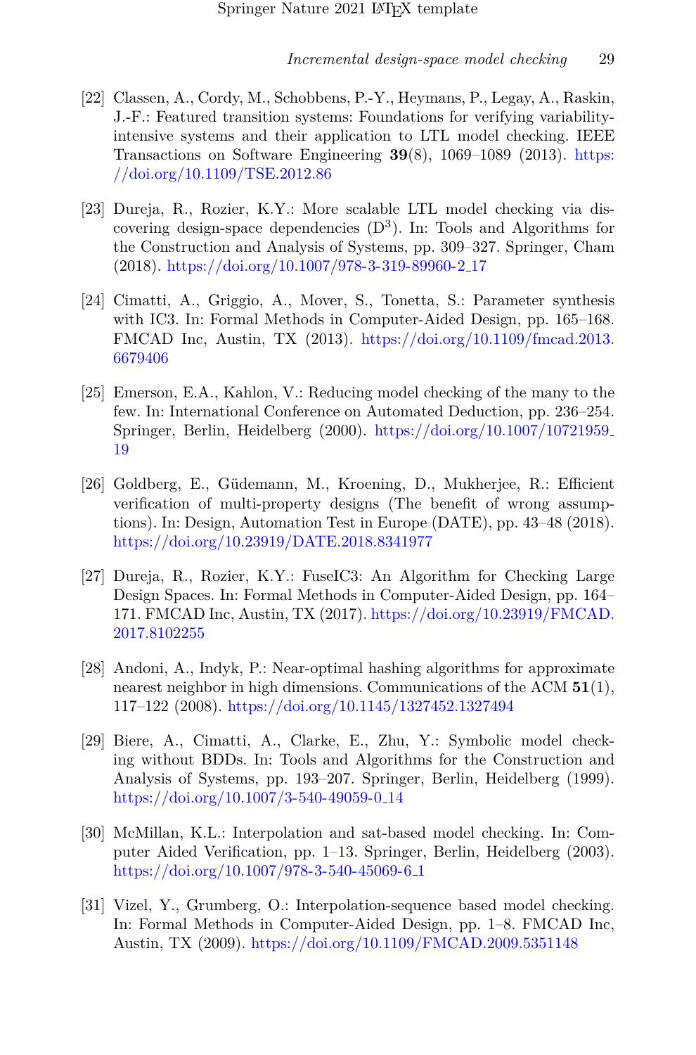[22] Classen, A., Cordy, M., Schobbens, P.-Y., Heymans, P., Legay, A., Raskin, J.-F.: Featured transition systems: Foundations for verifying variability-intensive systems and their application to LTL model checking. IEEE Transactions on Software Engineering **39**(8), 1069–1089 (2013). https://doi.org/10.1109/TSE.2012.86

[23] Dureja, R., Rozier, K.Y.: More scalable LTL model checking via discovering design-space dependencies ($D^3$). In: Tools and Algorithms for the Construction and Analysis of Systems, pp. 309–327. Springer, Cham (2018). https://doi.org/10.1007/978-3-319-89960-2_17

[24] Cimatti, A., Griggio, A., Mover, S., Tonetta, S.: Parameter synthesis with IC3. In: Formal Methods in Computer-Aided Design, pp. 165–168. FMCAD Inc, Austin, TX (2013). https://doi.org/10.1109/fmcad.2013.6679406

[25] Emerson, E.A., Kahlon, V.: Reducing model checking of the many to the few. In: International Conference on Automated Deduction, pp. 236–254. Springer, Berlin, Heidelberg (2000). https://doi.org/10.1007/10721959_19

[26] Goldberg, E., Güdemann, M., Kroening, D., Mukherjee, R.: Efficient verification of multi-property designs (The benefit of wrong assumptions). In: Design, Automation Test in Europe (DATE), pp. 43–48 (2018). https://doi.org/10.23919/DATE.2018.8341977

[27] Dureja, R., Rozier, K.Y.: FuseIC3: An Algorithm for Checking Large Design Spaces. In: Formal Methods in Computer-Aided Design, pp. 164–171. FMCAD Inc, Austin, TX (2017). https://doi.org/10.23919/FMCAD.2017.8102255

[28] Andoni, A., Indyk, P.: Near-optimal hashing algorithms for approximate nearest neighbor in high dimensions. Communications of the ACM **51**(1), 117–122 (2008). https://doi.org/10.1145/1327452.1327494

[29] Biere, A., Cimatti, A., Clarke, E., Zhu, Y.: Symbolic model checking without BDDs. In: Tools and Algorithms for the Construction and Analysis of Systems, pp. 193–207. Springer, Berlin, Heidelberg (1999). https://doi.org/10.1007/3-540-49059-0_14

[30] McMillan, K.L.: Interpolation and sat-based model checking. In: Computer Aided Verification, pp. 1–13. Springer, Berlin, Heidelberg (2003). https://doi.org/10.1007/978-3-540-45069-6_1

[31] Vizel, Y., Grumberg, O.: Interpolation-sequence based model checking. In: Formal Methods in Computer-Aided Design, pp. 1–8. FMCAD Inc, Austin, TX (2009). https://doi.org/10.1109/FMCAD.2009.5351148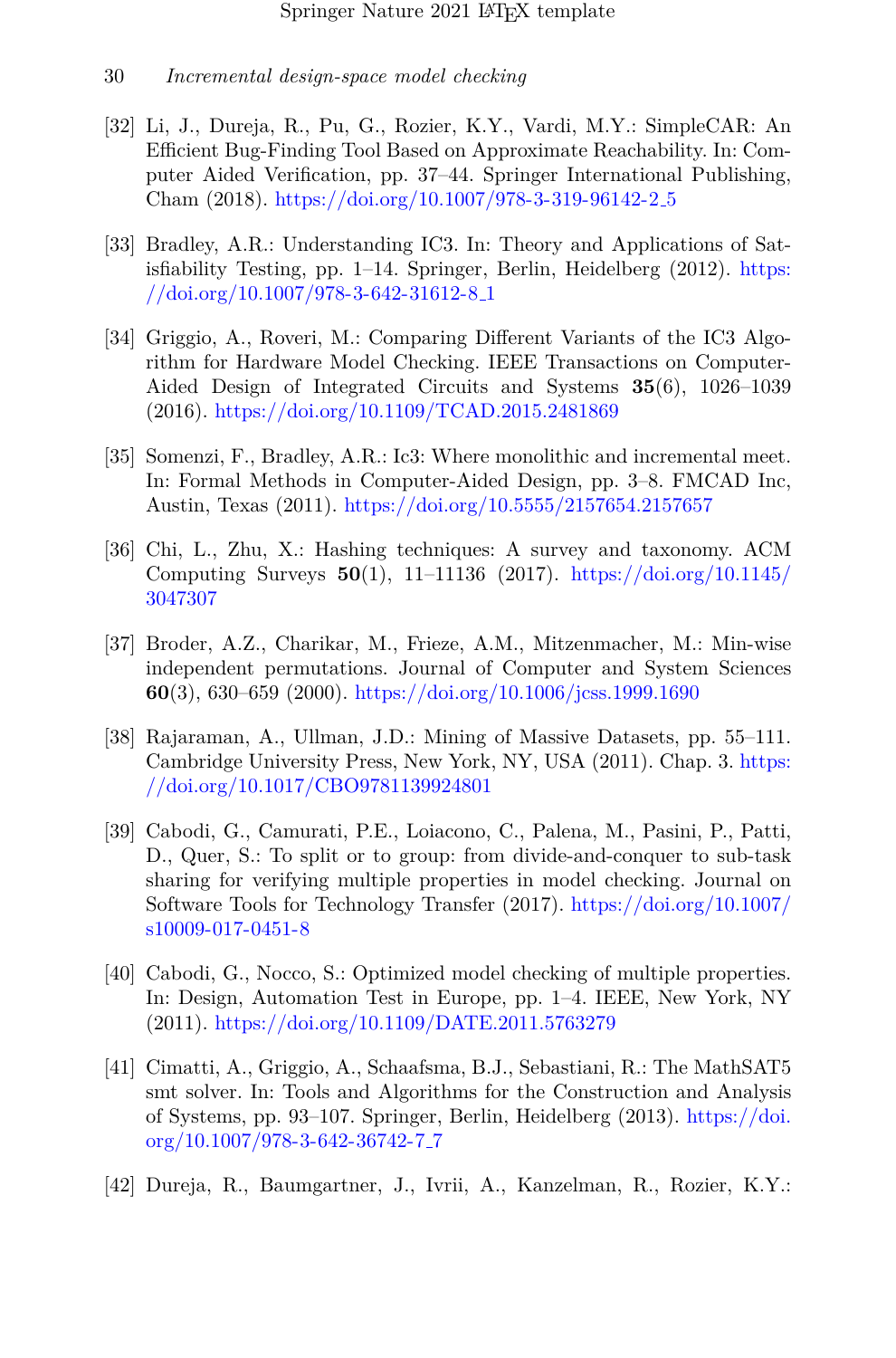[32] Li, J., Dureja, R., Pu, G., Rozier, K.Y., Vardi, M.Y.: SimpleCAR: An Efficient Bug-Finding Tool Based on Approximate Reachability. In: Computer Aided Verification, pp. 37–44. Springer International Publishing, Cham (2018). https://doi.org/10.1007/978-3-319-96142-2_5

[33] Bradley, A.R.: Understanding IC3. In: Theory and Applications of Satisfiability Testing, pp. 1–14. Springer, Berlin, Heidelberg (2012). https://doi.org/10.1007/978-3-642-31612-8_1

[34] Griggio, A., Roveri, M.: Comparing Different Variants of the IC3 Algorithm for Hardware Model Checking. IEEE Transactions on Computer-Aided Design of Integrated Circuits and Systems **35**(6), 1026–1039 (2016). https://doi.org/10.1109/TCAD.2015.2481869

[35] Somenzi, F., Bradley, A.R.: Ic3: Where monolithic and incremental meet. In: Formal Methods in Computer-Aided Design, pp. 3–8. FMCAD Inc, Austin, Texas (2011). https://doi.org/10.5555/2157654.2157657

[36] Chi, L., Zhu, X.: Hashing techniques: A survey and taxonomy. ACM Computing Surveys **50**(1), 11–11136 (2017). https://doi.org/10.1145/3047307

[37] Broder, A.Z., Charikar, M., Frieze, A.M., Mitzenmacher, M.: Min-wise independent permutations. Journal of Computer and System Sciences **60**(3), 630–659 (2000). https://doi.org/10.1006/jcss.1999.1690

[38] Rajaraman, A., Ullman, J.D.: Mining of Massive Datasets, pp. 55–111. Cambridge University Press, New York, NY, USA (2011). Chap. 3. https://doi.org/10.1017/CBO9781139924801

[39] Cabodi, G., Camurati, P.E., Loiacono, C., Palena, M., Pasini, P., Patti, D., Quer, S.: To split or to group: from divide-and-conquer to sub-task sharing for verifying multiple properties in model checking. Journal on Software Tools for Technology Transfer (2017). https://doi.org/10.1007/s10009-017-0451-8

[40] Cabodi, G., Nocco, S.: Optimized model checking of multiple properties. In: Design, Automation Test in Europe, pp. 1–4. IEEE, New York, NY (2011). https://doi.org/10.1109/DATE.2011.5763279

[41] Cimatti, A., Griggio, A., Schaafsma, B.J., Sebastiani, R.: The MathSAT5 smt solver. In: Tools and Algorithms for the Construction and Analysis of Systems, pp. 93–107. Springer, Berlin, Heidelberg (2013). https://doi.org/10.1007/978-3-642-36742-7_7

[42] Dureja, R., Baumgartner, J., Ivrii, A., Kanzelman, R., Rozier, K.Y.: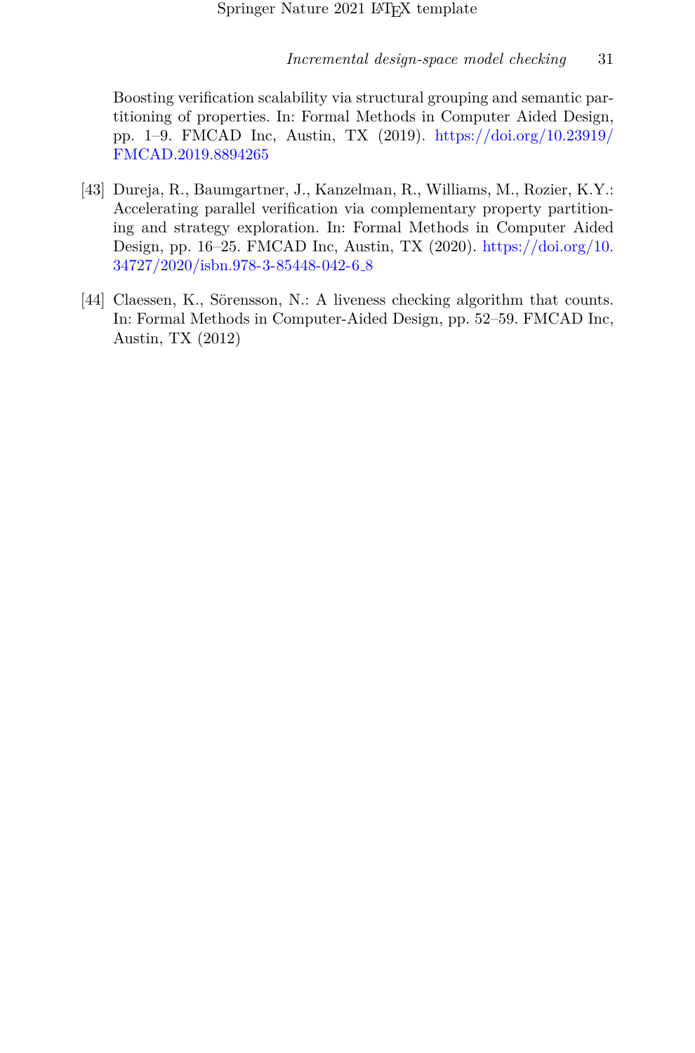Boosting verification scalability via structural grouping and semantic partitioning of properties. In: Formal Methods in Computer Aided Design, pp. 1–9. FMCAD Inc, Austin, TX (2019). https://doi.org/10.23919/FMCAD.2019.8894265

[43] Dureja, R., Baumgartner, J., Kanzelman, R., Williams, M., Rozier, K.Y.: Accelerating parallel verification via complementary property partitioning and strategy exploration. In: Formal Methods in Computer Aided Design, pp. 16–25. FMCAD Inc, Austin, TX (2020). https://doi.org/10.34727/2020/isbn.978-3-85448-042-6_8

[44] Claessen, K., Sörensson, N.: A liveness checking algorithm that counts. In: Formal Methods in Computer-Aided Design, pp. 52–59. FMCAD Inc, Austin, TX (2012)